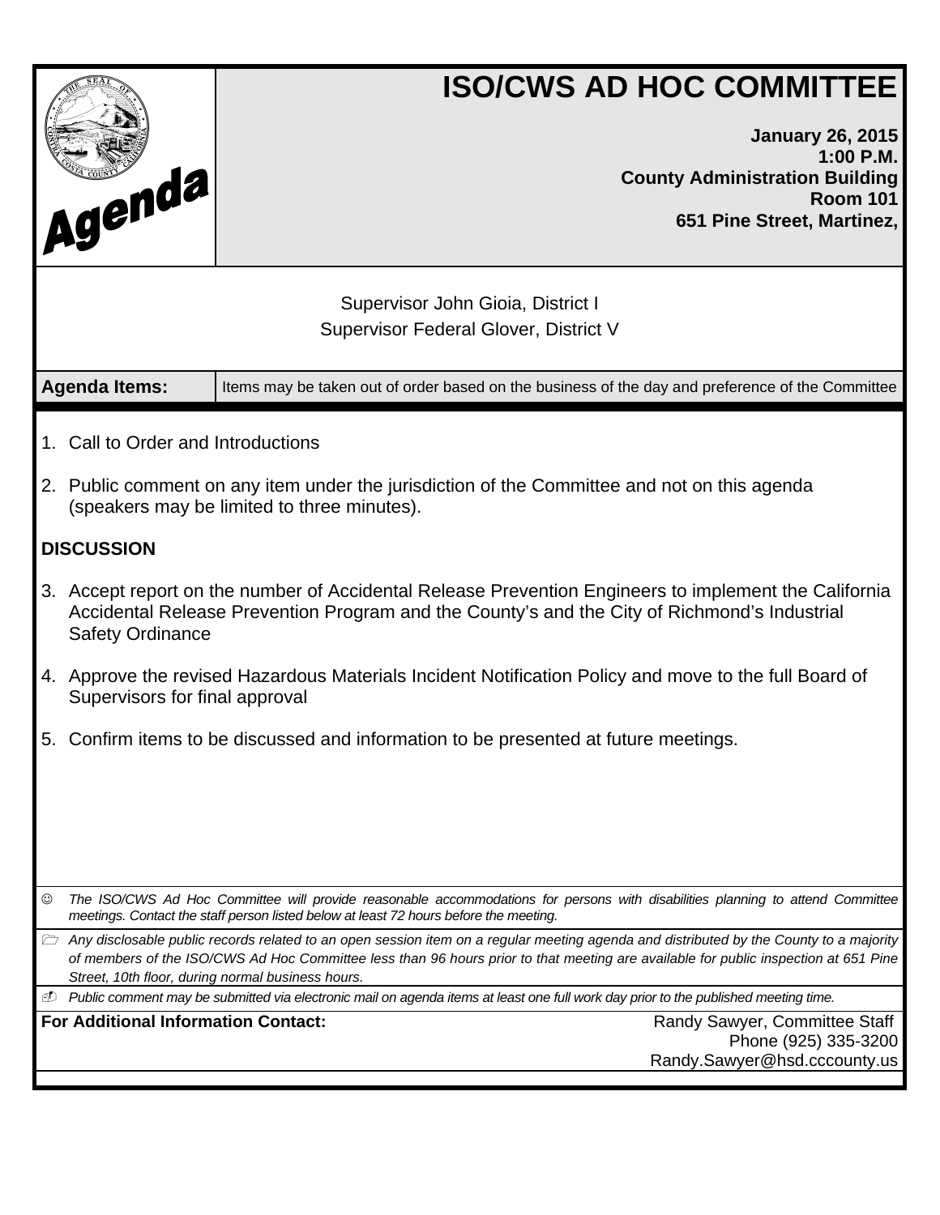# ISO/CWS AD HOC COMMITTEE

**January 26, 2015**
**1:00 P.M.**
**County Administration Building**
**Room 101**
**651 Pine Street, Martinez,**

Agenda

Supervisor John Gioia, District I
Supervisor Federal Glover, District V

**Agenda Items:** Items may be taken out of order based on the business of the day and preference of the Committee

1. Call to Order and Introductions
2. Public comment on any item under the jurisdiction of the Committee and not on this agenda (speakers may be limited to three minutes).

**DISCUSSION**

3. Accept report on the number of Accidental Release Prevention Engineers to implement the California Accidental Release Prevention Program and the County's and the City of Richmond's Industrial Safety Ordinance
4. Approve the revised Hazardous Materials Incident Notification Policy and move to the full Board of Supervisors for final approval
5. Confirm items to be discussed and information to be presented at future meetings.

☺ *The ISO/CWS Ad Hoc Committee will provide reasonable accommodations for persons with disabilities planning to attend Committee meetings. Contact the staff person listed below at least 72 hours before the meeting.*

*Any disclosable public records related to an open session item on a regular meeting agenda and distributed by the County to a majority of members of the ISO/CWS Ad Hoc Committee less than 96 hours prior to that meeting are available for public inspection at 651 Pine Street, 10th floor, during normal business hours.*

*Public comment may be submitted via electronic mail on agenda items at least one full work day prior to the published meeting time.*

**For Additional Information Contact:**
Randy Sawyer, Committee Staff
Phone (925) 335-3200
Randy.Sawyer@hsd.cccounty.us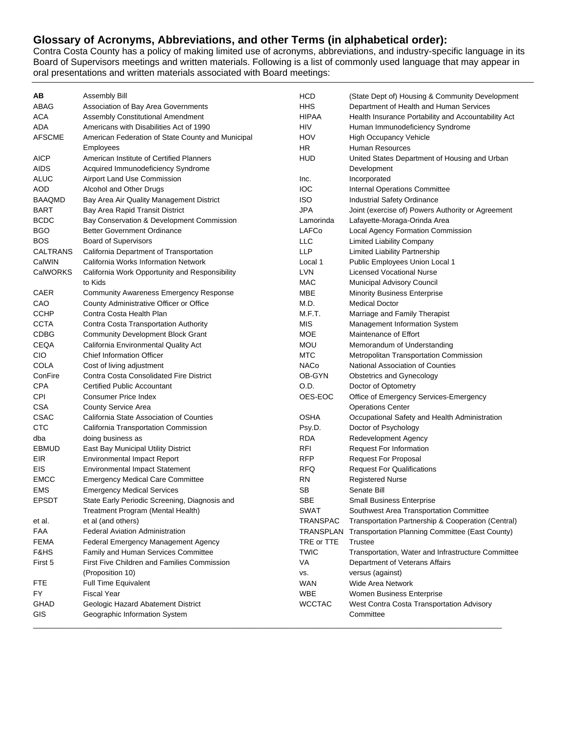## Glossary of Acronyms, Abbreviations, and other Terms (in alphabetical order):

Contra Costa County has a policy of making limited use of acronyms, abbreviations, and industry-specific language in its Board of Supervisors meetings and written materials. Following is a list of commonly used language that may appear in oral presentations and written materials associated with Board meetings:

| | |
|---|---|
| **AB** | Assembly Bill |
| ABAG | Association of Bay Area Governments |
| ACA | Assembly Constitutional Amendment |
| ADA | Americans with Disabilities Act of 1990 |
| AFSCME | American Federation of State County and Municipal Employees |
| AICP | American Institute of Certified Planners |
| AIDS | Acquired Immunodeficiency Syndrome |
| ALUC | Airport Land Use Commission |
| AOD | Alcohol and Other Drugs |
| BAAQMD | Bay Area Air Quality Management District |
| BART | Bay Area Rapid Transit District |
| BCDC | Bay Conservation & Development Commission |
| BGO | Better Government Ordinance |
| BOS | Board of Supervisors |
| CALTRANS | California Department of Transportation |
| CalWIN | California Works Information Network |
| CalWORKS | California Work Opportunity and Responsibility to Kids |
| CAER | Community Awareness Emergency Response |
| CAO | County Administrative Officer or Office |
| CCHP | Contra Costa Health Plan |
| CCTA | Contra Costa Transportation Authority |
| CDBG | Community Development Block Grant |
| CEQA | California Environmental Quality Act |
| CIO | Chief Information Officer |
| COLA | Cost of living adjustment |
| ConFire | Contra Costa Consolidated Fire District |
| CPA | Certified Public Accountant |
| CPI | Consumer Price Index |
| CSA | County Service Area |
| CSAC | California State Association of Counties |
| CTC | California Transportation Commission |
| dba | doing business as |
| EBMUD | East Bay Municipal Utility District |
| EIR | Environmental Impact Report |
| EIS | Environmental Impact Statement |
| EMCC | Emergency Medical Care Committee |
| EMS | Emergency Medical Services |
| EPSDT | State Early Periodic Screening, Diagnosis and Treatment Program (Mental Health) |
| et al. | et al (and others) |
| FAA | Federal Aviation Administration |
| FEMA | Federal Emergency Management Agency |
| F&HS | Family and Human Services Committee |
| First 5 | First Five Children and Families Commission (Proposition 10) |
| FTE | Full Time Equivalent |
| FY | Fiscal Year |
| GHAD | Geologic Hazard Abatement District |
| GIS | Geographic Information System |
| HCD | (State Dept of) Housing & Community Development |
| HHS | Department of Health and Human Services |
| HIPAA | Health Insurance Portability and Accountability Act |
| HIV | Human Immunodeficiency Syndrome |
| HOV | High Occupancy Vehicle |
| HR | Human Resources |
| HUD | United States Department of Housing and Urban Development |
| Inc. | Incorporated |
| IOC | Internal Operations Committee |
| ISO | Industrial Safety Ordinance |
| JPA | Joint (exercise of) Powers Authority or Agreement |
| Lamorinda | Lafayette-Moraga-Orinda Area |
| LAFCo | Local Agency Formation Commission |
| LLC | Limited Liability Company |
| LLP | Limited Liability Partnership |
| Local 1 | Public Employees Union Local 1 |
| LVN | Licensed Vocational Nurse |
| MAC | Municipal Advisory Council |
| MBE | Minority Business Enterprise |
| M.D. | Medical Doctor |
| M.F.T. | Marriage and Family Therapist |
| MIS | Management Information System |
| MOE | Maintenance of Effort |
| MOU | Memorandum of Understanding |
| MTC | Metropolitan Transportation Commission |
| NACo | National Association of Counties |
| OB-GYN | Obstetrics and Gynecology |
| O.D. | Doctor of Optometry |
| OES-EOC | Office of Emergency Services-Emergency Operations Center |
| OSHA | Occupational Safety and Health Administration |
| Psy.D. | Doctor of Psychology |
| RDA | Redevelopment Agency |
| RFI | Request For Information |
| RFP | Request For Proposal |
| RFQ | Request For Qualifications |
| RN | Registered Nurse |
| SB | Senate Bill |
| SBE | Small Business Enterprise |
| SWAT | Southwest Area Transportation Committee |
| TRANSPAC | Transportation Partnership & Cooperation (Central) |
| TRANSPLAN | Transportation Planning Committee (East County) |
| TRE or TTE | Trustee |
| TWIC | Transportation, Water and Infrastructure Committee |
| VA | Department of Veterans Affairs |
| vs. | versus (against) |
| WAN | Wide Area Network |
| WBE | Women Business Enterprise |
| WCCTAC | West Contra Costa Transportation Advisory Committee |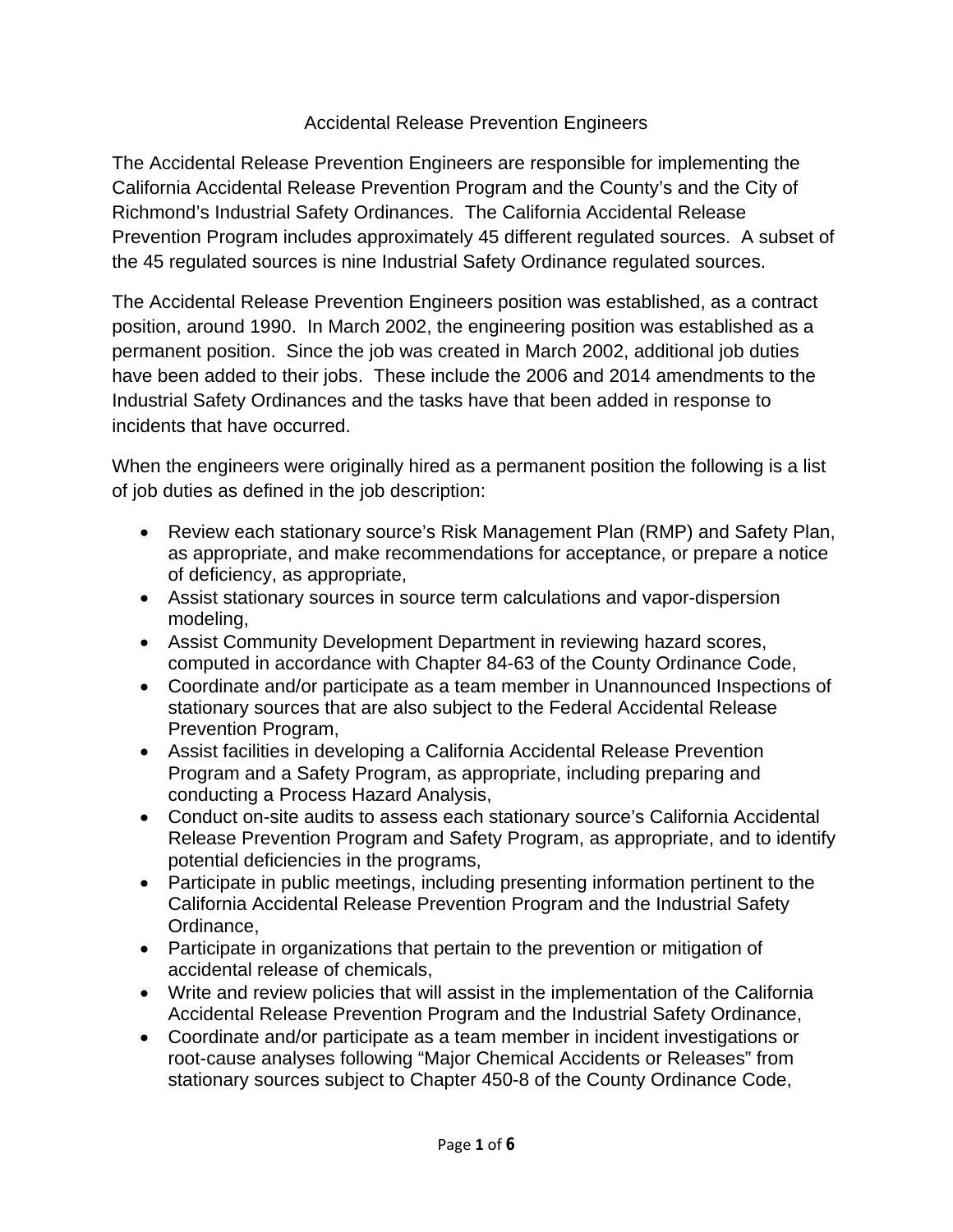# Accidental Release Prevention Engineers

The Accidental Release Prevention Engineers are responsible for implementing the California Accidental Release Prevention Program and the County's and the City of Richmond's Industrial Safety Ordinances. The California Accidental Release Prevention Program includes approximately 45 different regulated sources. A subset of the 45 regulated sources is nine Industrial Safety Ordinance regulated sources.

The Accidental Release Prevention Engineers position was established, as a contract position, around 1990. In March 2002, the engineering position was established as a permanent position. Since the job was created in March 2002, additional job duties have been added to their jobs. These include the 2006 and 2014 amendments to the Industrial Safety Ordinances and the tasks have that been added in response to incidents that have occurred.

When the engineers were originally hired as a permanent position the following is a list of job duties as defined in the job description:

- Review each stationary source's Risk Management Plan (RMP) and Safety Plan, as appropriate, and make recommendations for acceptance, or prepare a notice of deficiency, as appropriate,
- Assist stationary sources in source term calculations and vapor-dispersion modeling,
- Assist Community Development Department in reviewing hazard scores, computed in accordance with Chapter 84-63 of the County Ordinance Code,
- Coordinate and/or participate as a team member in Unannounced Inspections of stationary sources that are also subject to the Federal Accidental Release Prevention Program,
- Assist facilities in developing a California Accidental Release Prevention Program and a Safety Program, as appropriate, including preparing and conducting a Process Hazard Analysis,
- Conduct on-site audits to assess each stationary source's California Accidental Release Prevention Program and Safety Program, as appropriate, and to identify potential deficiencies in the programs,
- Participate in public meetings, including presenting information pertinent to the California Accidental Release Prevention Program and the Industrial Safety Ordinance,
- Participate in organizations that pertain to the prevention or mitigation of accidental release of chemicals,
- Write and review policies that will assist in the implementation of the California Accidental Release Prevention Program and the Industrial Safety Ordinance,
- Coordinate and/or participate as a team member in incident investigations or root-cause analyses following "Major Chemical Accidents or Releases" from stationary sources subject to Chapter 450-8 of the County Ordinance Code,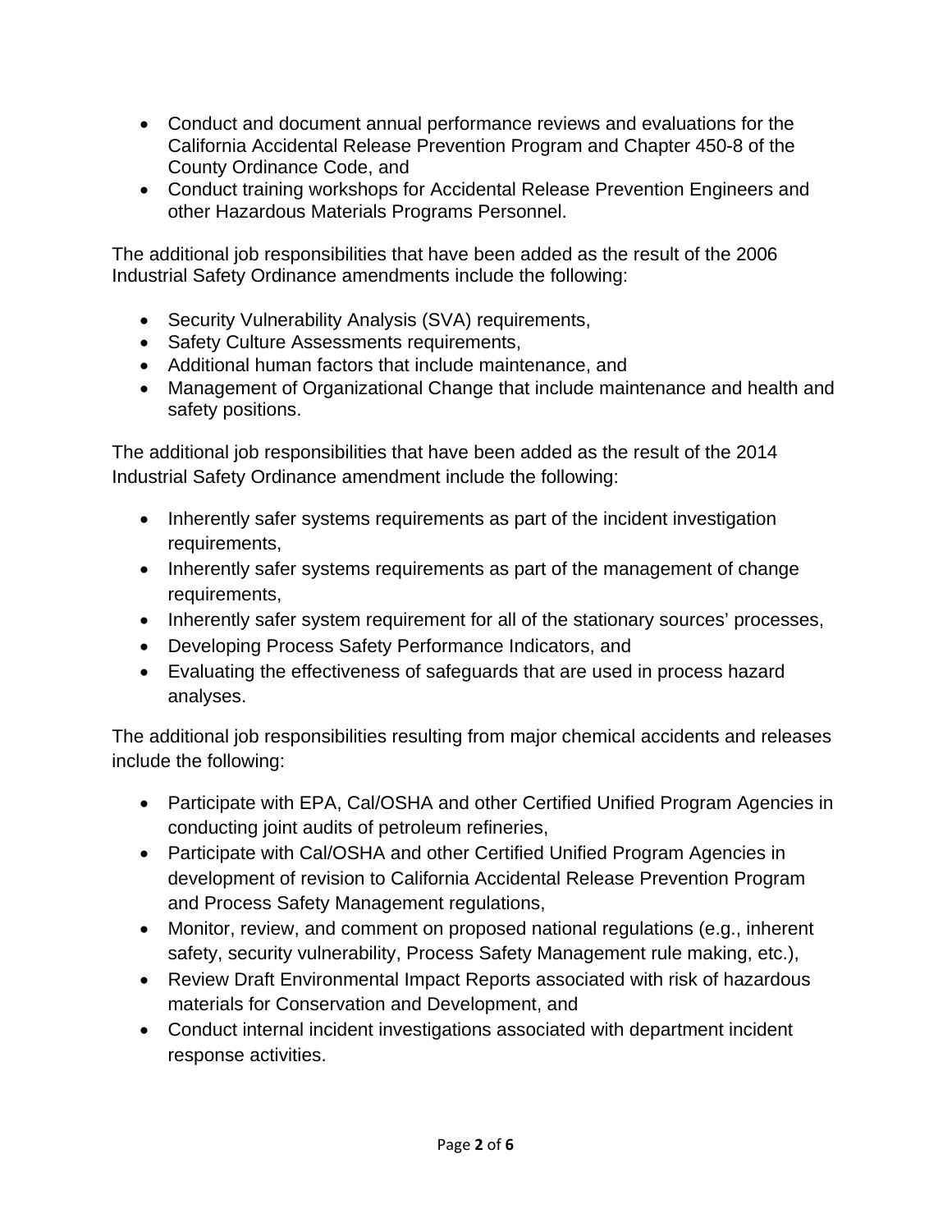- Conduct and document annual performance reviews and evaluations for the California Accidental Release Prevention Program and Chapter 450-8 of the County Ordinance Code, and
- Conduct training workshops for Accidental Release Prevention Engineers and other Hazardous Materials Programs Personnel.

The additional job responsibilities that have been added as the result of the 2006 Industrial Safety Ordinance amendments include the following:

- Security Vulnerability Analysis (SVA) requirements,
- Safety Culture Assessments requirements,
- Additional human factors that include maintenance, and
- Management of Organizational Change that include maintenance and health and safety positions.

The additional job responsibilities that have been added as the result of the 2014 Industrial Safety Ordinance amendment include the following:

- Inherently safer systems requirements as part of the incident investigation requirements,
- Inherently safer systems requirements as part of the management of change requirements,
- Inherently safer system requirement for all of the stationary sources' processes,
- Developing Process Safety Performance Indicators, and
- Evaluating the effectiveness of safeguards that are used in process hazard analyses.

The additional job responsibilities resulting from major chemical accidents and releases include the following:

- Participate with EPA, Cal/OSHA and other Certified Unified Program Agencies in conducting joint audits of petroleum refineries,
- Participate with Cal/OSHA and other Certified Unified Program Agencies in development of revision to California Accidental Release Prevention Program and Process Safety Management regulations,
- Monitor, review, and comment on proposed national regulations (e.g., inherent safety, security vulnerability, Process Safety Management rule making, etc.),
- Review Draft Environmental Impact Reports associated with risk of hazardous materials for Conservation and Development, and
- Conduct internal incident investigations associated with department incident response activities.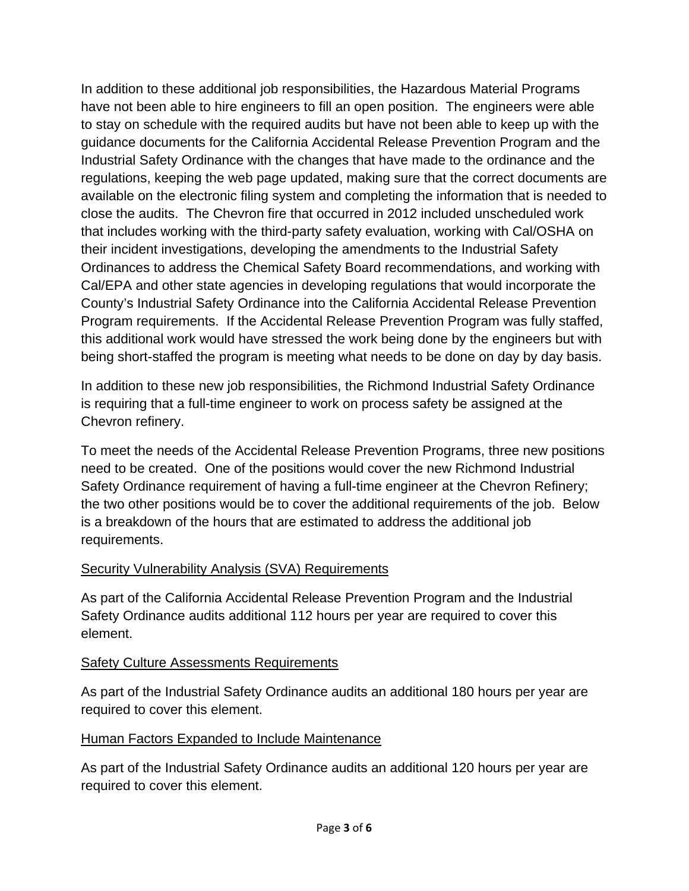In addition to these additional job responsibilities, the Hazardous Material Programs have not been able to hire engineers to fill an open position. The engineers were able to stay on schedule with the required audits but have not been able to keep up with the guidance documents for the California Accidental Release Prevention Program and the Industrial Safety Ordinance with the changes that have made to the ordinance and the regulations, keeping the web page updated, making sure that the correct documents are available on the electronic filing system and completing the information that is needed to close the audits. The Chevron fire that occurred in 2012 included unscheduled work that includes working with the third-party safety evaluation, working with Cal/OSHA on their incident investigations, developing the amendments to the Industrial Safety Ordinances to address the Chemical Safety Board recommendations, and working with Cal/EPA and other state agencies in developing regulations that would incorporate the County's Industrial Safety Ordinance into the California Accidental Release Prevention Program requirements. If the Accidental Release Prevention Program was fully staffed, this additional work would have stressed the work being done by the engineers but with being short-staffed the program is meeting what needs to be done on day by day basis.

In addition to these new job responsibilities, the Richmond Industrial Safety Ordinance is requiring that a full-time engineer to work on process safety be assigned at the Chevron refinery.

To meet the needs of the Accidental Release Prevention Programs, three new positions need to be created. One of the positions would cover the new Richmond Industrial Safety Ordinance requirement of having a full-time engineer at the Chevron Refinery; the two other positions would be to cover the additional requirements of the job. Below is a breakdown of the hours that are estimated to address the additional job requirements.

<u>Security Vulnerability Analysis (SVA) Requirements</u>

As part of the California Accidental Release Prevention Program and the Industrial Safety Ordinance audits additional 112 hours per year are required to cover this element.

<u>Safety Culture Assessments Requirements</u>

As part of the Industrial Safety Ordinance audits an additional 180 hours per year are required to cover this element.

<u>Human Factors Expanded to Include Maintenance</u>

As part of the Industrial Safety Ordinance audits an additional 120 hours per year are required to cover this element.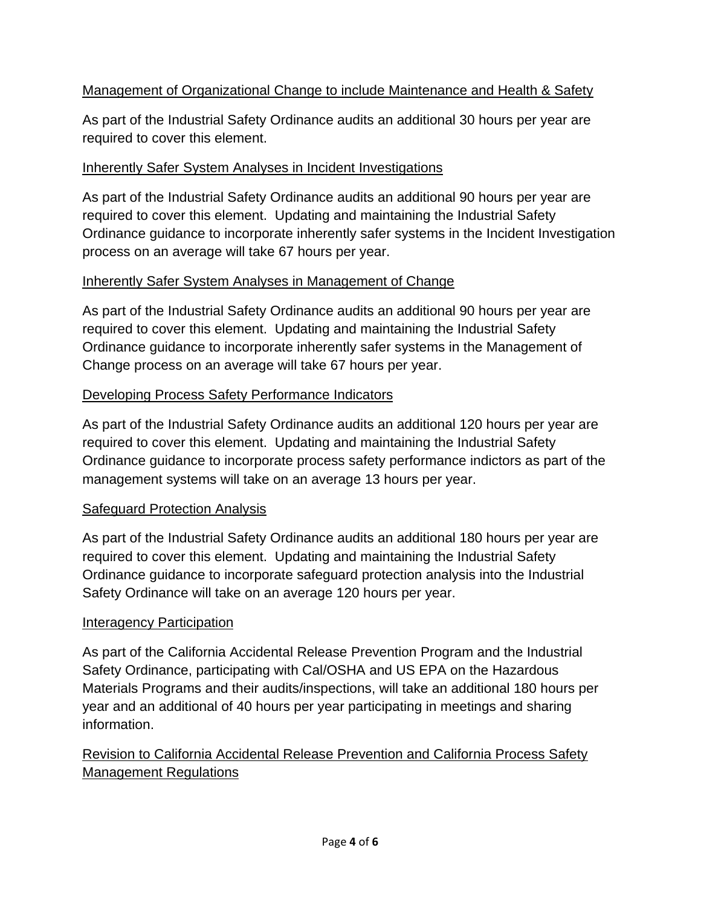<u>Management of Organizational Change to include Maintenance and Health & Safety</u>

As part of the Industrial Safety Ordinance audits an additional 30 hours per year are required to cover this element.

<u>Inherently Safer System Analyses in Incident Investigations</u>

As part of the Industrial Safety Ordinance audits an additional 90 hours per year are required to cover this element. Updating and maintaining the Industrial Safety Ordinance guidance to incorporate inherently safer systems in the Incident Investigation process on an average will take 67 hours per year.

<u>Inherently Safer System Analyses in Management of Change</u>

As part of the Industrial Safety Ordinance audits an additional 90 hours per year are required to cover this element. Updating and maintaining the Industrial Safety Ordinance guidance to incorporate inherently safer systems in the Management of Change process on an average will take 67 hours per year.

<u>Developing Process Safety Performance Indicators</u>

As part of the Industrial Safety Ordinance audits an additional 120 hours per year are required to cover this element. Updating and maintaining the Industrial Safety Ordinance guidance to incorporate process safety performance indictors as part of the management systems will take on an average 13 hours per year.

<u>Safeguard Protection Analysis</u>

As part of the Industrial Safety Ordinance audits an additional 180 hours per year are required to cover this element. Updating and maintaining the Industrial Safety Ordinance guidance to incorporate safeguard protection analysis into the Industrial Safety Ordinance will take on an average 120 hours per year.

<u>Interagency Participation</u>

As part of the California Accidental Release Prevention Program and the Industrial Safety Ordinance, participating with Cal/OSHA and US EPA on the Hazardous Materials Programs and their audits/inspections, will take an additional 180 hours per year and an additional of 40 hours per year participating in meetings and sharing information.

<u>Revision to California Accidental Release Prevention and California Process Safety Management Regulations</u>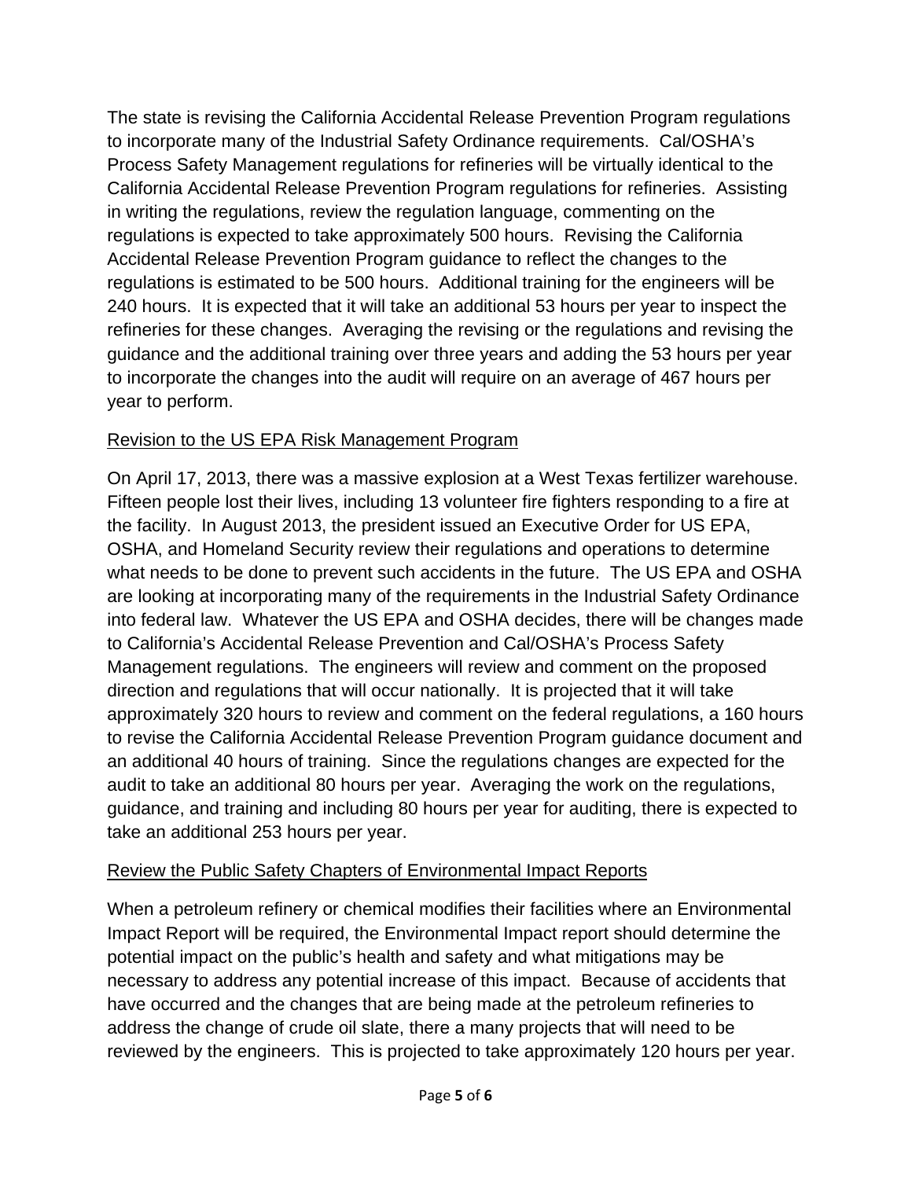The state is revising the California Accidental Release Prevention Program regulations to incorporate many of the Industrial Safety Ordinance requirements. Cal/OSHA's Process Safety Management regulations for refineries will be virtually identical to the California Accidental Release Prevention Program regulations for refineries. Assisting in writing the regulations, review the regulation language, commenting on the regulations is expected to take approximately 500 hours. Revising the California Accidental Release Prevention Program guidance to reflect the changes to the regulations is estimated to be 500 hours. Additional training for the engineers will be 240 hours. It is expected that it will take an additional 53 hours per year to inspect the refineries for these changes. Averaging the revising or the regulations and revising the guidance and the additional training over three years and adding the 53 hours per year to incorporate the changes into the audit will require on an average of 467 hours per year to perform.

Revision to the US EPA Risk Management Program

On April 17, 2013, there was a massive explosion at a West Texas fertilizer warehouse. Fifteen people lost their lives, including 13 volunteer fire fighters responding to a fire at the facility. In August 2013, the president issued an Executive Order for US EPA, OSHA, and Homeland Security review their regulations and operations to determine what needs to be done to prevent such accidents in the future. The US EPA and OSHA are looking at incorporating many of the requirements in the Industrial Safety Ordinance into federal law. Whatever the US EPA and OSHA decides, there will be changes made to California's Accidental Release Prevention and Cal/OSHA's Process Safety Management regulations. The engineers will review and comment on the proposed direction and regulations that will occur nationally. It is projected that it will take approximately 320 hours to review and comment on the federal regulations, a 160 hours to revise the California Accidental Release Prevention Program guidance document and an additional 40 hours of training. Since the regulations changes are expected for the audit to take an additional 80 hours per year. Averaging the work on the regulations, guidance, and training and including 80 hours per year for auditing, there is expected to take an additional 253 hours per year.

Review the Public Safety Chapters of Environmental Impact Reports

When a petroleum refinery or chemical modifies their facilities where an Environmental Impact Report will be required, the Environmental Impact report should determine the potential impact on the public's health and safety and what mitigations may be necessary to address any potential increase of this impact. Because of accidents that have occurred and the changes that are being made at the petroleum refineries to address the change of crude oil slate, there a many projects that will need to be reviewed by the engineers. This is projected to take approximately 120 hours per year.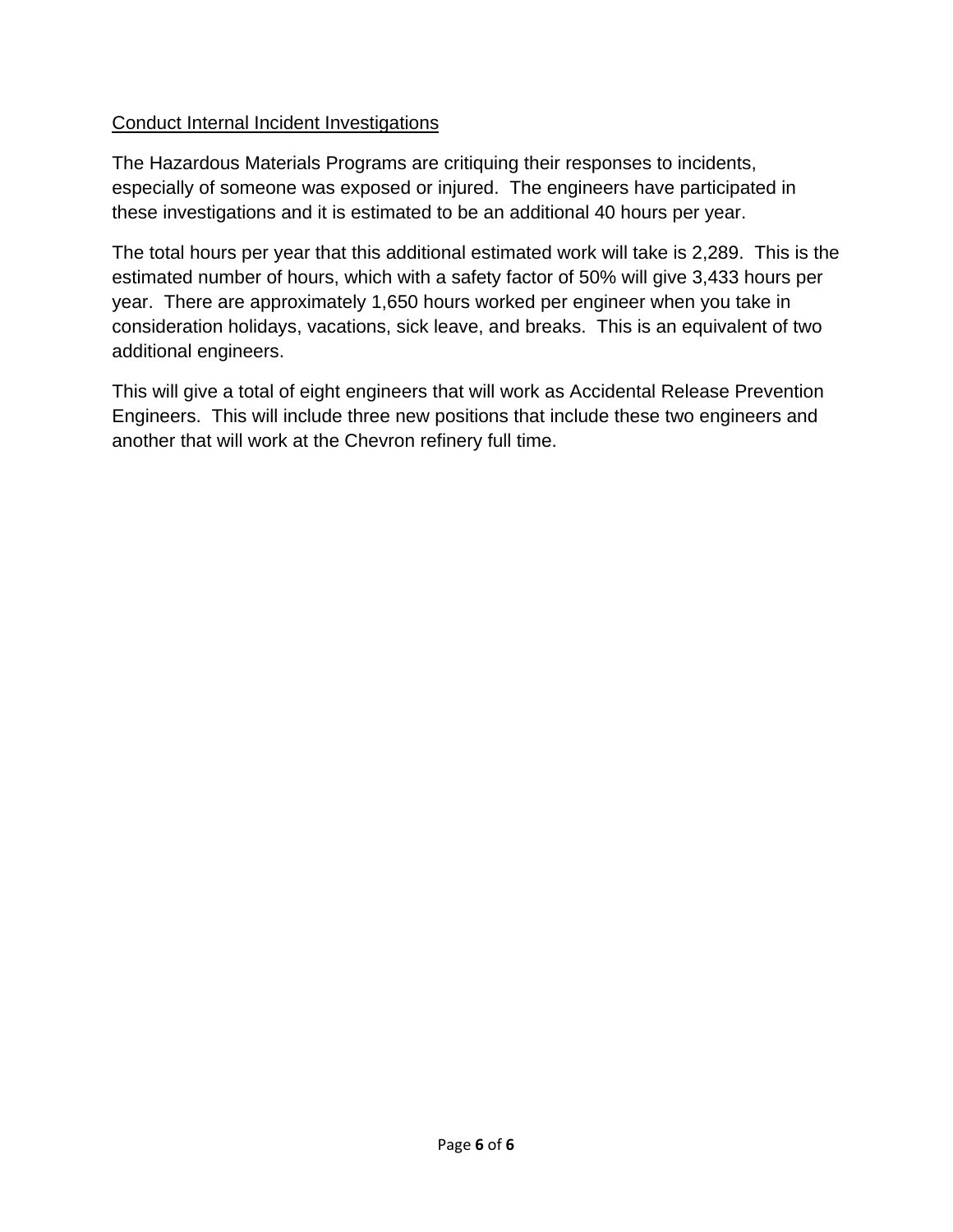Conduct Internal Incident Investigations

The Hazardous Materials Programs are critiquing their responses to incidents, especially of someone was exposed or injured. The engineers have participated in these investigations and it is estimated to be an additional 40 hours per year.

The total hours per year that this additional estimated work will take is 2,289. This is the estimated number of hours, which with a safety factor of 50% will give 3,433 hours per year. There are approximately 1,650 hours worked per engineer when you take in consideration holidays, vacations, sick leave, and breaks. This is an equivalent of two additional engineers.

This will give a total of eight engineers that will work as Accidental Release Prevention Engineers. This will include three new positions that include these two engineers and another that will work at the Chevron refinery full time.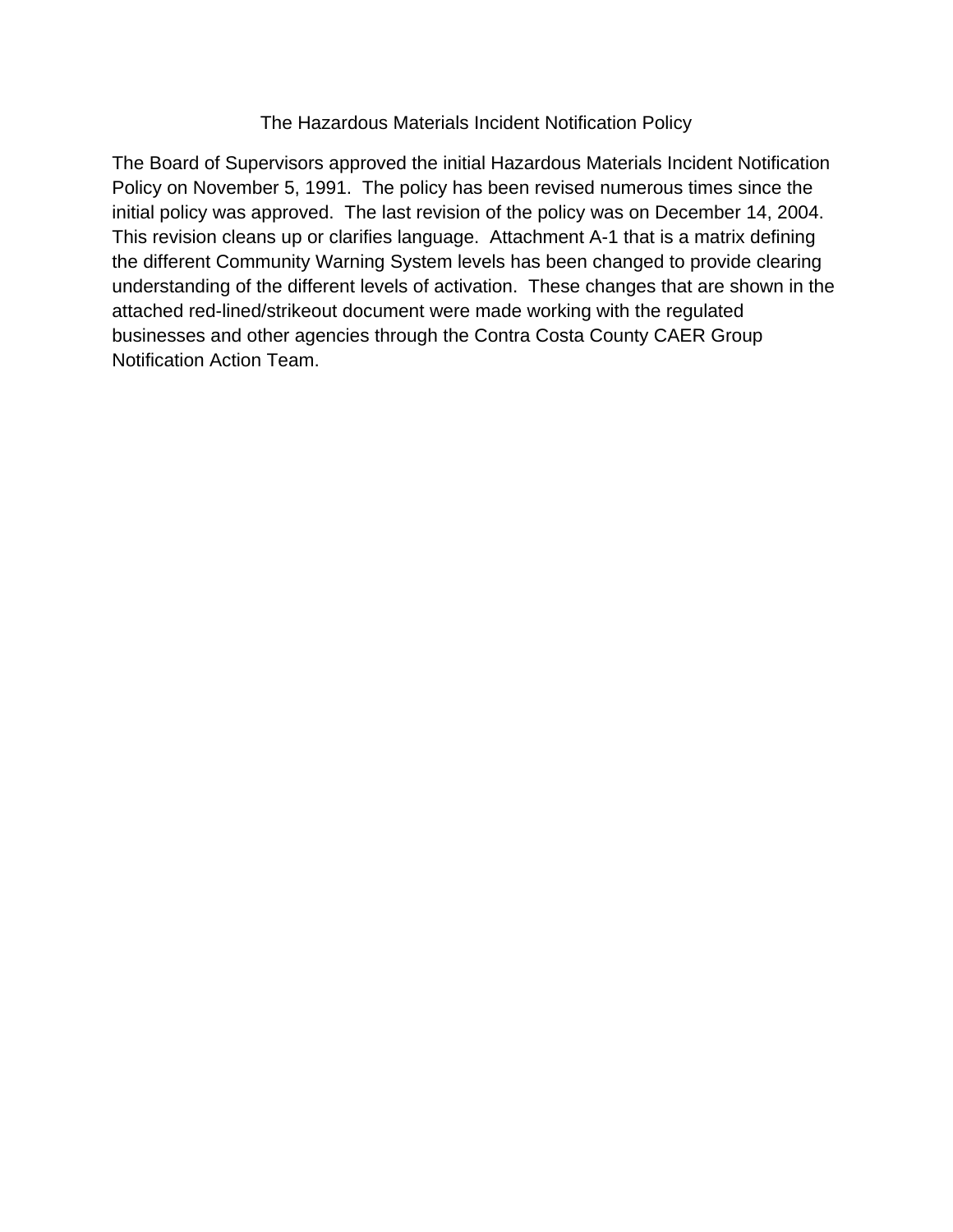# The Hazardous Materials Incident Notification Policy

The Board of Supervisors approved the initial Hazardous Materials Incident Notification Policy on November 5, 1991. The policy has been revised numerous times since the initial policy was approved. The last revision of the policy was on December 14, 2004. This revision cleans up or clarifies language. Attachment A-1 that is a matrix defining the different Community Warning System levels has been changed to provide clearing understanding of the different levels of activation. These changes that are shown in the attached red-lined/strikeout document were made working with the regulated businesses and other agencies through the Contra Costa County CAER Group Notification Action Team.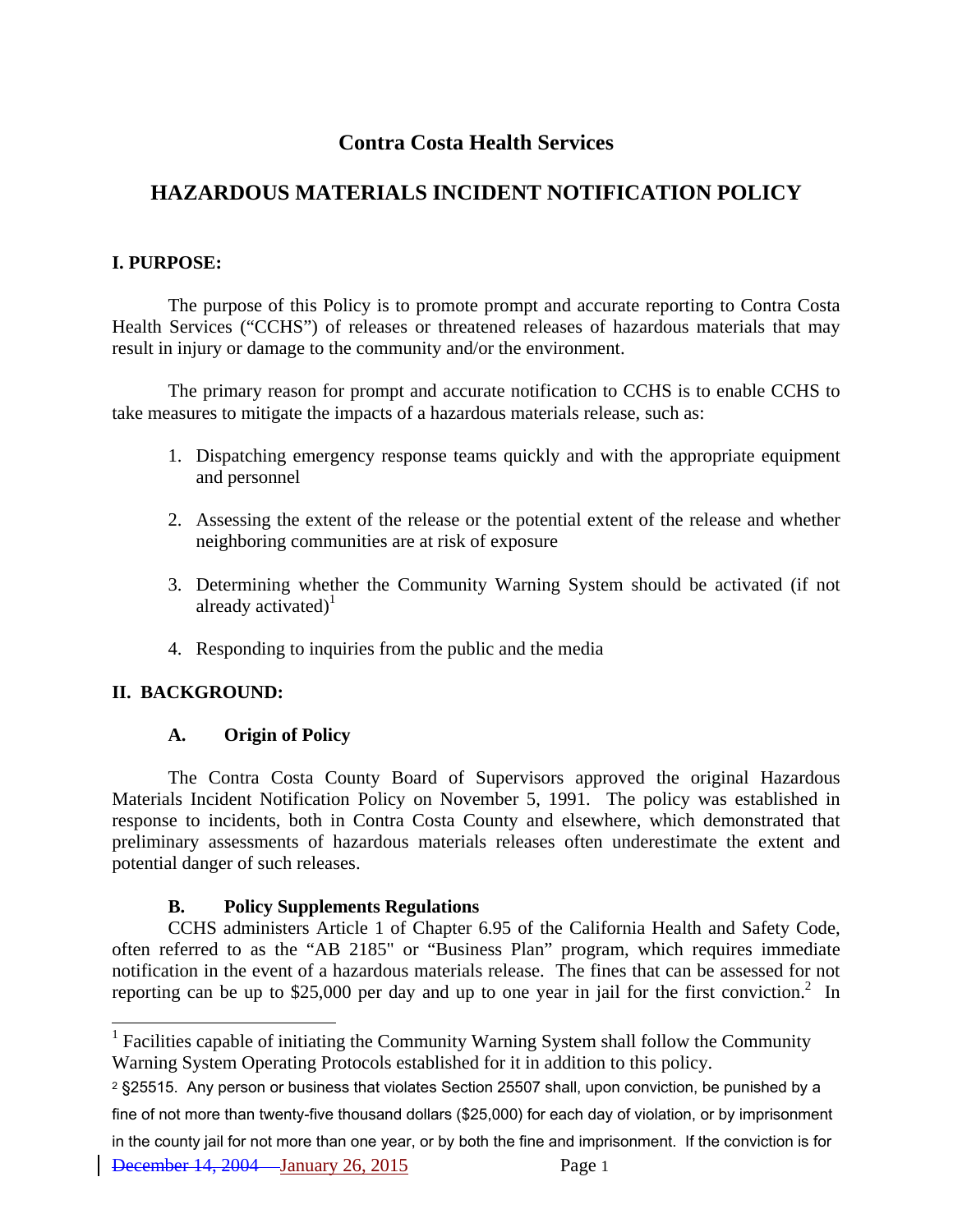# Contra Costa Health Services

## HAZARDOUS MATERIALS INCIDENT NOTIFICATION POLICY

### I. PURPOSE:

The purpose of this Policy is to promote prompt and accurate reporting to Contra Costa Health Services ("CCHS") of releases or threatened releases of hazardous materials that may result in injury or damage to the community and/or the environment.

The primary reason for prompt and accurate notification to CCHS is to enable CCHS to take measures to mitigate the impacts of a hazardous materials release, such as:

1. Dispatching emergency response teams quickly and with the appropriate equipment and personnel
2. Assessing the extent of the release or the potential extent of the release and whether neighboring communities are at risk of exposure
3. Determining whether the Community Warning System should be activated (if not already activated)[1]
4. Responding to inquiries from the public and the media

### II. BACKGROUND:

#### A. Origin of Policy

The Contra Costa County Board of Supervisors approved the original Hazardous Materials Incident Notification Policy on November 5, 1991. The policy was established in response to incidents, both in Contra Costa County and elsewhere, which demonstrated that preliminary assessments of hazardous materials releases often underestimate the extent and potential danger of such releases.

#### B. Policy Supplements Regulations

CCHS administers Article 1 of Chapter 6.95 of the California Health and Safety Code, often referred to as the "AB 2185" or "Business Plan" program, which requires immediate notification in the event of a hazardous materials release. The fines that can be assessed for not reporting can be up to $25,000 per day and up to one year in jail for the first conviction.[2] In

[1] Facilities capable of initiating the Community Warning System shall follow the Community Warning System Operating Protocols established for it in addition to this policy.

[2] §25515. Any person or business that violates Section 25507 shall, upon conviction, be punished by a fine of not more than twenty-five thousand dollars ($25,000) for each day of violation, or by imprisonment in the county jail for not more than one year, or by both the fine and imprisonment. If the conviction is for

~~December 14, 2004~~ January 26, 2015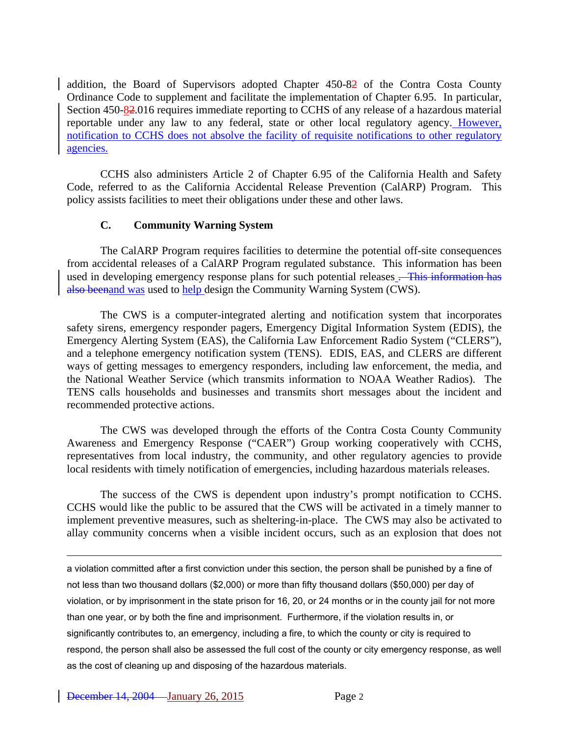addition, the Board of Supervisors adopted Chapter 450-82 of the Contra Costa County Ordinance Code to supplement and facilitate the implementation of Chapter 6.95. In particular, Section 450-82.016 requires immediate reporting to CCHS of any release of a hazardous material reportable under any law to any federal, state or other local regulatory agency. However, notification to CCHS does not absolve the facility of requisite notifications to other regulatory agencies.

CCHS also administers Article 2 of Chapter 6.95 of the California Health and Safety Code, referred to as the California Accidental Release Prevention (CalARP) Program. This policy assists facilities to meet their obligations under these and other laws.

### C. Community Warning System

The CalARP Program requires facilities to determine the potential off-site consequences from accidental releases of a CalARP Program regulated substance. This information has been used in developing emergency response plans for such potential releases ~~. This information has also been~~and was used to help design the Community Warning System (CWS).

The CWS is a computer-integrated alerting and notification system that incorporates safety sirens, emergency responder pagers, Emergency Digital Information System (EDIS), the Emergency Alerting System (EAS), the California Law Enforcement Radio System ("CLERS"), and a telephone emergency notification system (TENS). EDIS, EAS, and CLERS are different ways of getting messages to emergency responders, including law enforcement, the media, and the National Weather Service (which transmits information to NOAA Weather Radios). The TENS calls households and businesses and transmits short messages about the incident and recommended protective actions.

The CWS was developed through the efforts of the Contra Costa County Community Awareness and Emergency Response ("CAER") Group working cooperatively with CCHS, representatives from local industry, the community, and other regulatory agencies to provide local residents with timely notification of emergencies, including hazardous materials releases.

The success of the CWS is dependent upon industry's prompt notification to CCHS. CCHS would like the public to be assured that the CWS will be activated in a timely manner to implement preventive measures, such as sheltering-in-place. The CWS may also be activated to allay community concerns when a visible incident occurs, such as an explosion that does not

---

a violation committed after a first conviction under this section, the person shall be punished by a fine of not less than two thousand dollars ($2,000) or more than fifty thousand dollars ($50,000) per day of violation, or by imprisonment in the state prison for 16, 20, or 24 months or in the county jail for not more than one year, or by both the fine and imprisonment. Furthermore, if the violation results in, or significantly contributes to, an emergency, including a fire, to which the county or city is required to respond, the person shall also be assessed the full cost of the county or city emergency response, as well as the cost of cleaning up and disposing of the hazardous materials.

~~December 14, 2004~~ January 26, 2015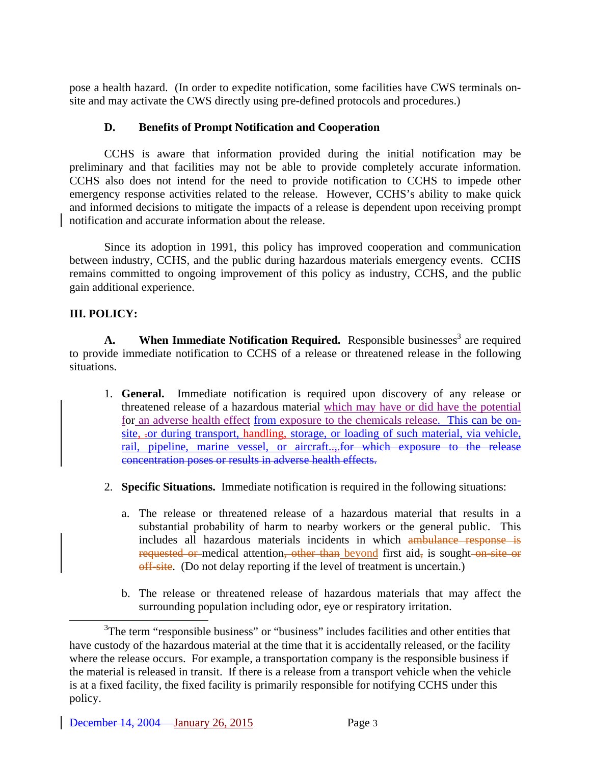pose a health hazard. (In order to expedite notification, some facilities have CWS terminals on-site and may activate the CWS directly using pre-defined protocols and procedures.)

### D. Benefits of Prompt Notification and Cooperation

CCHS is aware that information provided during the initial notification may be preliminary and that facilities may not be able to provide completely accurate information. CCHS also does not intend for the need to provide notification to CCHS to impede other emergency response activities related to the release. However, CCHS's ability to make quick and informed decisions to mitigate the impacts of a release is dependent upon receiving prompt notification and accurate information about the release.

Since its adoption in 1991, this policy has improved cooperation and communication between industry, CCHS, and the public during hazardous materials emergency events. CCHS remains committed to ongoing improvement of this policy as industry, CCHS, and the public gain additional experience.

## III. POLICY:

**A. When Immediate Notification Required.** Responsible businesses[3] are required to provide immediate notification to CCHS of a release or threatened release in the following situations.

1. **General.** Immediate notification is required upon discovery of any release or threatened release of a hazardous material which may have or did have the potential for an adverse health effect from exposure to the chemicals release. This can be on-site, ~~.~~or during transport, handling, storage, or loading of such material, via vehicle, rail, pipeline, marine vessel, or aircraft.~~,~~ ~~for which exposure to the release concentration poses or results in adverse health effects.~~

2. **Specific Situations.** Immediate notification is required in the following situations:

   a. The release or threatened release of a hazardous material that results in a substantial probability of harm to nearby workers or the general public. This includes all hazardous materials incidents in which ~~ambulance response is requested or~~ medical attention~~, other than~~ beyond first aid~~,~~ is sought ~~on-site or off-site~~. (Do not delay reporting if the level of treatment is uncertain.)

   b. The release or threatened release of hazardous materials that may affect the surrounding population including odor, eye or respiratory irritation.

---

[3]The term "responsible business" or "business" includes facilities and other entities that have custody of the hazardous material at the time that it is accidentally released, or the facility where the release occurs. For example, a transportation company is the responsible business if the material is released in transit. If there is a release from a transport vehicle when the vehicle is at a fixed facility, the fixed facility is primarily responsible for notifying CCHS under this policy.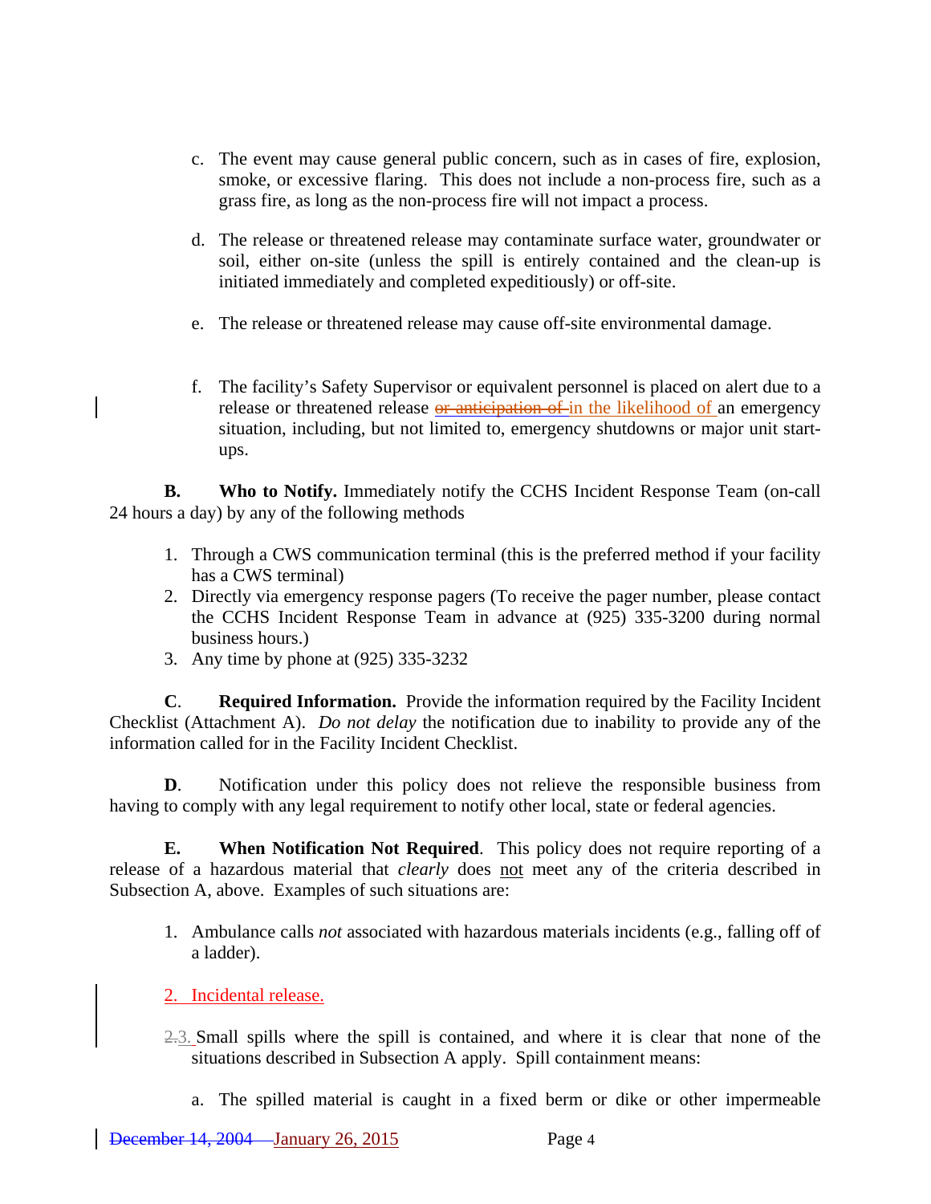c. The event may cause general public concern, such as in cases of fire, explosion, smoke, or excessive flaring. This does not include a non-process fire, such as a grass fire, as long as the non-process fire will not impact a process.

d. The release or threatened release may contaminate surface water, groundwater or soil, either on-site (unless the spill is entirely contained and the clean-up is initiated immediately and completed expeditiously) or off-site.

e. The release or threatened release may cause off-site environmental damage.

f. The facility's Safety Supervisor or equivalent personnel is placed on alert due to a release or threatened release ~~or anticipation of~~ in the likelihood of an emergency situation, including, but not limited to, emergency shutdowns or major unit start-ups.

**B. Who to Notify.** Immediately notify the CCHS Incident Response Team (on-call 24 hours a day) by any of the following methods

1. Through a CWS communication terminal (this is the preferred method if your facility has a CWS terminal)
2. Directly via emergency response pagers (To receive the pager number, please contact the CCHS Incident Response Team in advance at (925) 335-3200 during normal business hours.)
3. Any time by phone at (925) 335-3232

**C. Required Information.** Provide the information required by the Facility Incident Checklist (Attachment A). *Do not delay* the notification due to inability to provide any of the information called for in the Facility Incident Checklist.

**D.** Notification under this policy does not relieve the responsible business from having to comply with any legal requirement to notify other local, state or federal agencies.

**E. When Notification Not Required.** This policy does not require reporting of a release of a hazardous material that *clearly* does <u>not</u> meet any of the criteria described in Subsection A, above. Examples of such situations are:

1. Ambulance calls *not* associated with hazardous materials incidents (e.g., falling off of a ladder).

2. Incidental release.

~~2.~~3. Small spills where the spill is contained, and where it is clear that none of the situations described in Subsection A apply. Spill containment means:

   a. The spilled material is caught in a fixed berm or dike or other impermeable

~~December 14, 2004~~ January 26, 2015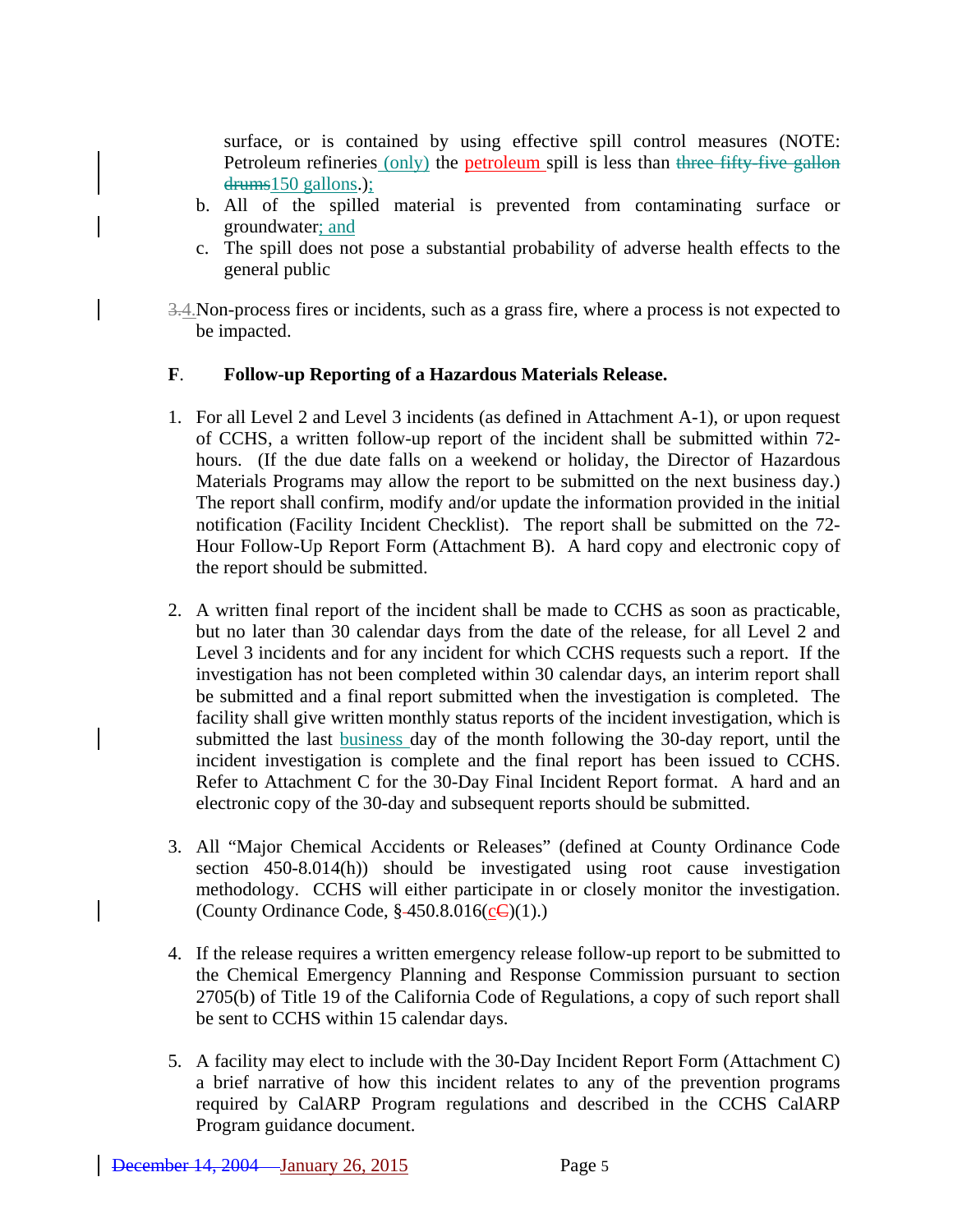surface, or is contained by using effective spill control measures (NOTE: Petroleum refineries (only) the petroleum spill is less than ~~three fifty-five gallon drums~~150 gallons.);

b. All of the spilled material is prevented from contaminating surface or groundwater; and

c. The spill does not pose a substantial probability of adverse health effects to the general public

~~3.~~4. Non-process fires or incidents, such as a grass fire, where a process is not expected to be impacted.

### F. Follow-up Reporting of a Hazardous Materials Release.

1. For all Level 2 and Level 3 incidents (as defined in Attachment A-1), or upon request of CCHS, a written follow-up report of the incident shall be submitted within 72-hours. (If the due date falls on a weekend or holiday, the Director of Hazardous Materials Programs may allow the report to be submitted on the next business day.) The report shall confirm, modify and/or update the information provided in the initial notification (Facility Incident Checklist). The report shall be submitted on the 72-Hour Follow-Up Report Form (Attachment B). A hard copy and electronic copy of the report should be submitted.

2. A written final report of the incident shall be made to CCHS as soon as practicable, but no later than 30 calendar days from the date of the release, for all Level 2 and Level 3 incidents and for any incident for which CCHS requests such a report. If the investigation has not been completed within 30 calendar days, an interim report shall be submitted and a final report submitted when the investigation is completed. The facility shall give written monthly status reports of the incident investigation, which is submitted the last business day of the month following the 30-day report, until the incident investigation is complete and the final report has been issued to CCHS. Refer to Attachment C for the 30-Day Final Incident Report format. A hard and an electronic copy of the 30-day and subsequent reports should be submitted.

3. All "Major Chemical Accidents or Releases" (defined at County Ordinance Code section 450-8.014(h)) should be investigated using root cause investigation methodology. CCHS will either participate in or closely monitor the investigation. (County Ordinance Code, § 450.8.016(c~~C~~)(1).)

4. If the release requires a written emergency release follow-up report to be submitted to the Chemical Emergency Planning and Response Commission pursuant to section 2705(b) of Title 19 of the California Code of Regulations, a copy of such report shall be sent to CCHS within 15 calendar days.

5. A facility may elect to include with the 30-Day Incident Report Form (Attachment C) a brief narrative of how this incident relates to any of the prevention programs required by CalARP Program regulations and described in the CCHS CalARP Program guidance document.

~~December 14, 2004~~ January 26, 2015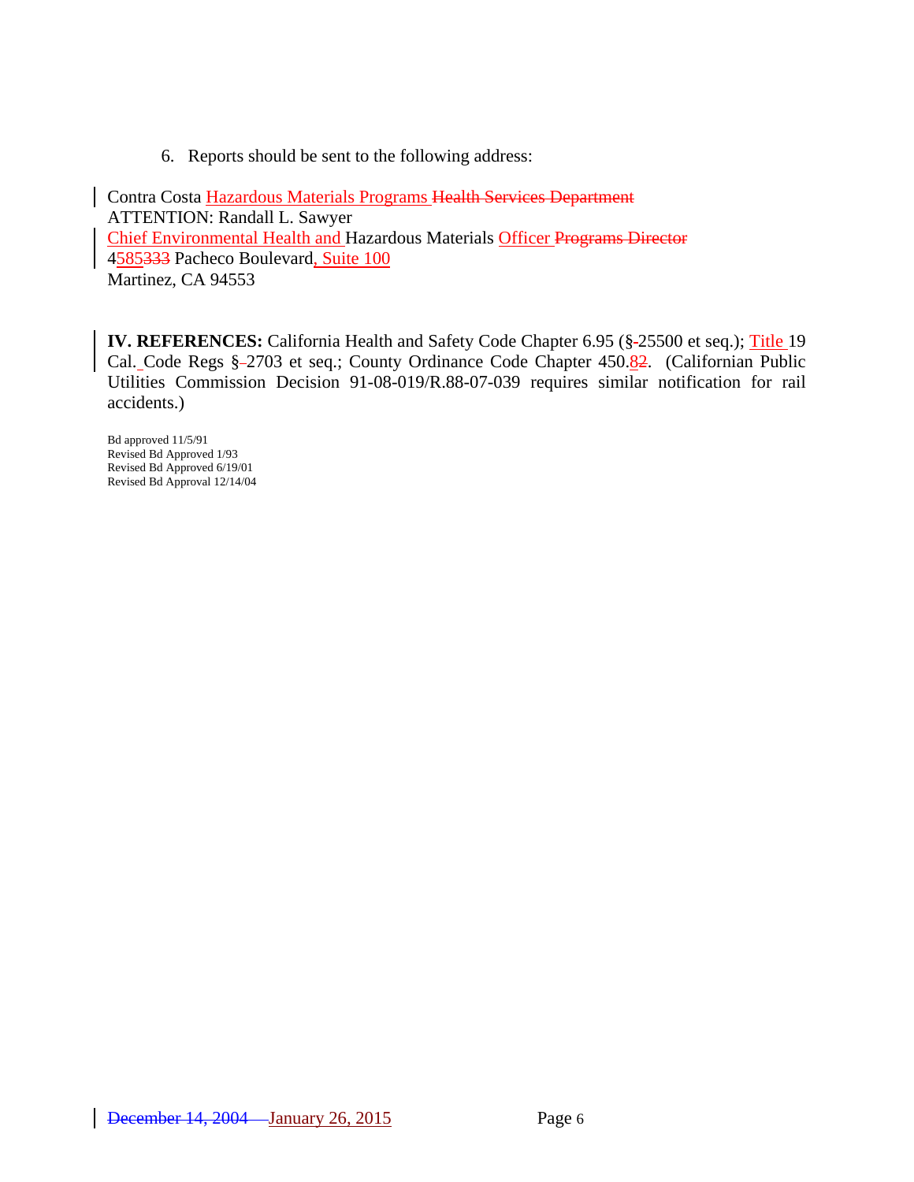6. Reports should be sent to the following address:

Contra Costa Hazardous Materials Programs ~~Health Services Department~~
ATTENTION: Randall L. Sawyer
Chief Environmental Health and Hazardous Materials Officer ~~Programs Director~~
4585~~333~~ Pacheco Boulevard, Suite 100
Martinez, CA 94553

**IV. REFERENCES:** California Health and Safety Code Chapter 6.95 (§~~-~~25500 et seq.); Title 19 Cal. Code Regs §~~-~~2703 et seq.; County Ordinance Code Chapter 450.8~~2~~. (Californian Public Utilities Commission Decision 91-08-019/R.88-07-039 requires similar notification for rail accidents.)

Bd approved 11/5/91
Revised Bd Approved 1/93
Revised Bd Approved 6/19/01
Revised Bd Approval 12/14/04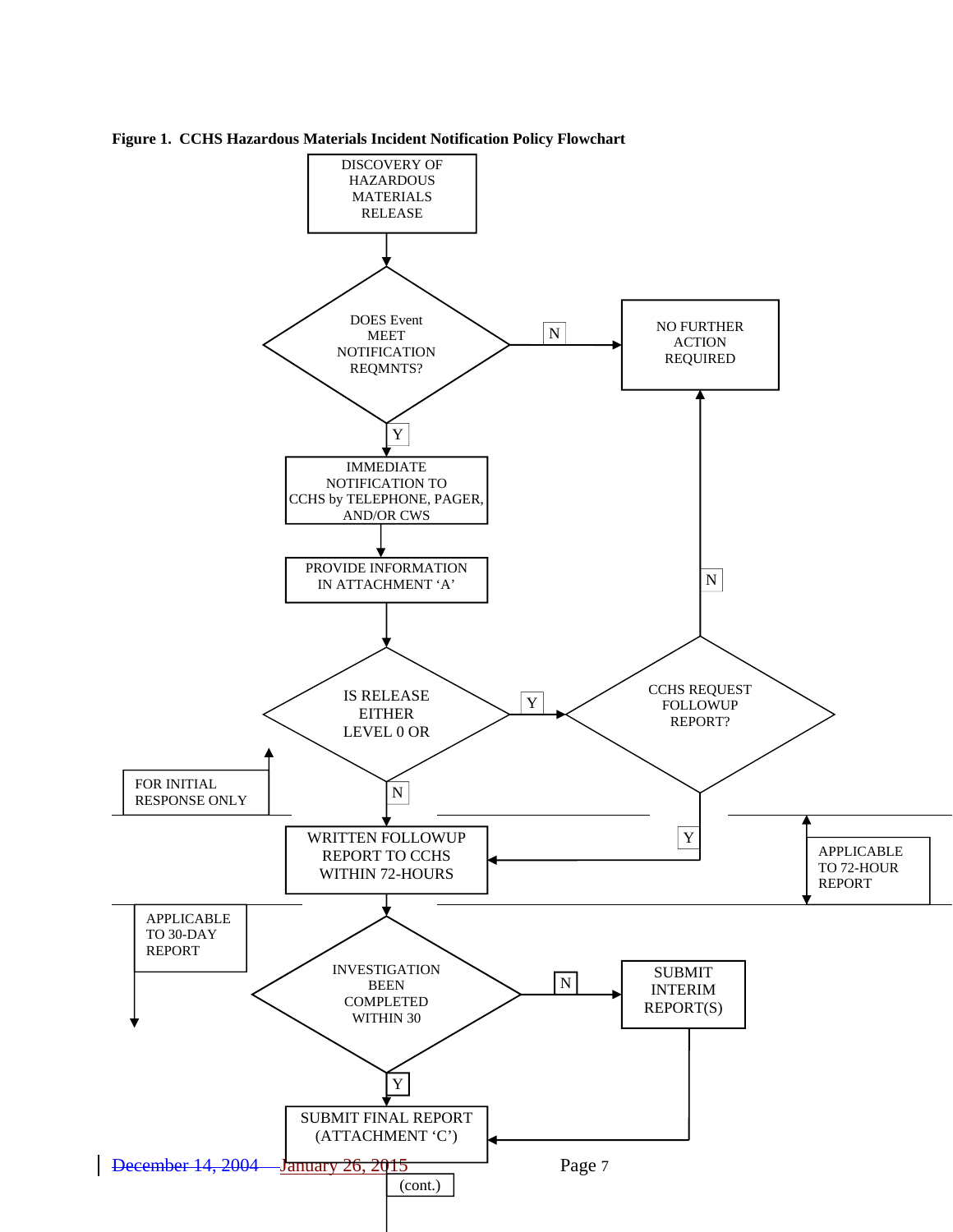**Figure 1. CCHS Hazardous Materials Incident Notification Policy Flowchart**

DISCOVERY OF HAZARDOUS MATERIALS RELEASE

DOES Event MEET NOTIFICATION REQMNTS?

N → NO FURTHER ACTION REQUIRED

Y → IMMEDIATE NOTIFICATION TO CCHS by TELEPHONE, PAGER, AND/OR CWS

PROVIDE INFORMATION IN ATTACHMENT 'A'

IS RELEASE EITHER LEVEL 0 OR

Y → CCHS REQUEST FOLLOWUP REPORT?

N → NO FURTHER ACTION REQUIRED

Y → WRITTEN FOLLOWUP REPORT TO CCHS WITHIN 72-HOURS

N → WRITTEN FOLLOWUP REPORT TO CCHS WITHIN 72-HOURS

FOR INITIAL RESPONSE ONLY

APPLICABLE TO 72-HOUR REPORT

APPLICABLE TO 30-DAY REPORT

INVESTIGATION BEEN COMPLETED WITHIN 30

N → SUBMIT INTERIM REPORT(S) → SUBMIT FINAL REPORT (ATTACHMENT 'C')

Y → SUBMIT FINAL REPORT (ATTACHMENT 'C')

(cont.)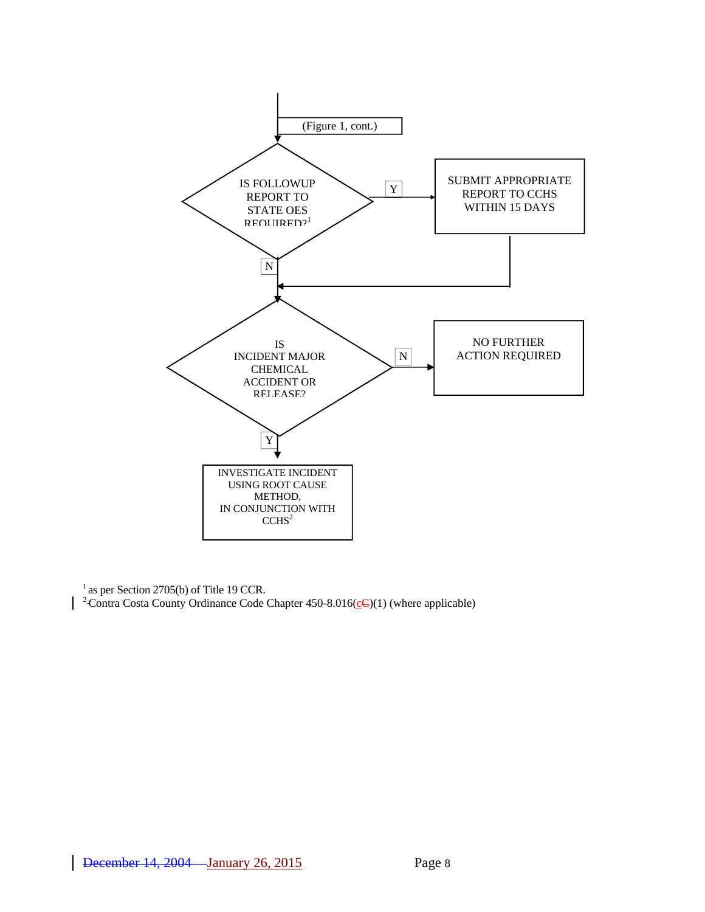(Figure 1, cont.)

IS FOLLOWUP REPORT TO STATE OES REQUIRED?[1]

- Y → SUBMIT APPROPRIATE REPORT TO CCHS WITHIN 15 DAYS
- N ↓

IS INCIDENT MAJOR CHEMICAL ACCIDENT OR RELEASE?

- N → NO FURTHER ACTION REQUIRED
- Y ↓

INVESTIGATE INCIDENT USING ROOT CAUSE METHOD, IN CONJUNCTION WITH CCHS[2]

[1] as per Section 2705(b) of Title 19 CCR.
[2] Contra Costa County Ordinance Code Chapter 450-8.016(~~C~~c)(1) (where applicable)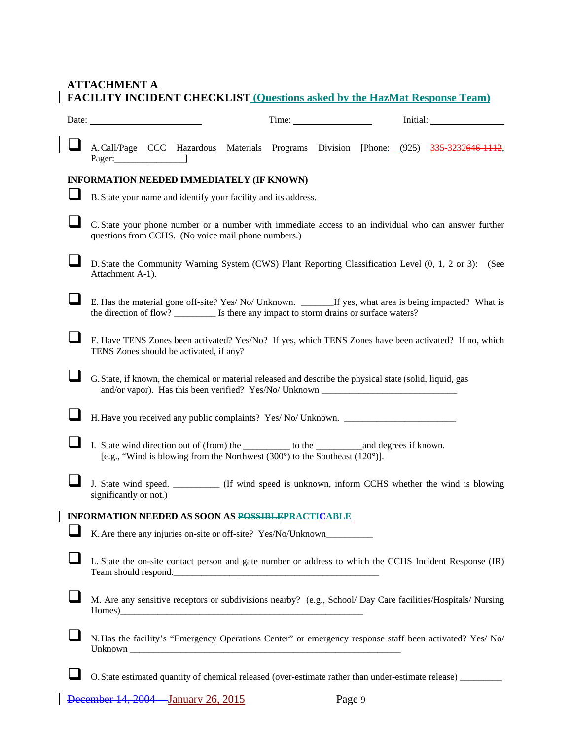# ATTACHMENT A
# FACILITY INCIDENT CHECKLIST (Questions asked by the HazMat Response Team)

Date: ______________________ Time: _______________ Initial: ______________

- ❑ A. Call/Page CCC Hazardous Materials Programs Division [Phone: __(925) 335-3232~~646-1112~~, Pager:______________]

**INFORMATION NEEDED IMMEDIATELY (IF KNOWN)**

- ❑ B. State your name and identify your facility and its address.
- ❑ C. State your phone number or a number with immediate access to an individual who can answer further questions from CCHS. (No voice mail phone numbers.)
- ❑ D. State the Community Warning System (CWS) Plant Reporting Classification Level (0, 1, 2 or 3): (See Attachment A-1).
- ❑ E. Has the material gone off-site? Yes/ No/ Unknown. _______If yes, what area is being impacted? What is the direction of flow? _________ Is there any impact to storm drains or surface waters?
- ❑ F. Have TENS Zones been activated? Yes/No? If yes, which TENS Zones have been activated? If no, which TENS Zones should be activated, if any?
- ❑ G. State, if known, the chemical or material released and describe the physical state (solid, liquid, gas and/or vapor). Has this been verified? Yes/No/ Unknown _____________________________
- ❑ H. Have you received any public complaints? Yes/ No/ Unknown. ________________________
- ❑ I. State wind direction out of (from) the __________ to the __________and degrees if known. [e.g., "Wind is blowing from the Northwest (300°) to the Southeast (120°)].
- ❑ J. State wind speed. __________ (If wind speed is unknown, inform CCHS whether the wind is blowing significantly or not.)

**INFORMATION NEEDED AS SOON AS ~~POSSIBLE~~PRACTICABLE**

- ❑ K. Are there any injuries on-site or off-site? Yes/No/Unknown__________
- ❑ L. State the on-site contact person and gate number or address to which the CCHS Incident Response (IR) Team should respond.____________________________________________
- ❑ M. Are any sensitive receptors or subdivisions nearby? (e.g., School/ Day Care facilities/Hospitals/ Nursing Homes)____________________________________________________
- ❑ N. Has the facility's "Emergency Operations Center" or emergency response staff been activated? Yes/ No/ Unknown ________________________________________________________
- ❑ O. State estimated quantity of chemical released (over-estimate rather than under-estimate release) _________

~~December 14, 2004~~ January 26, 2015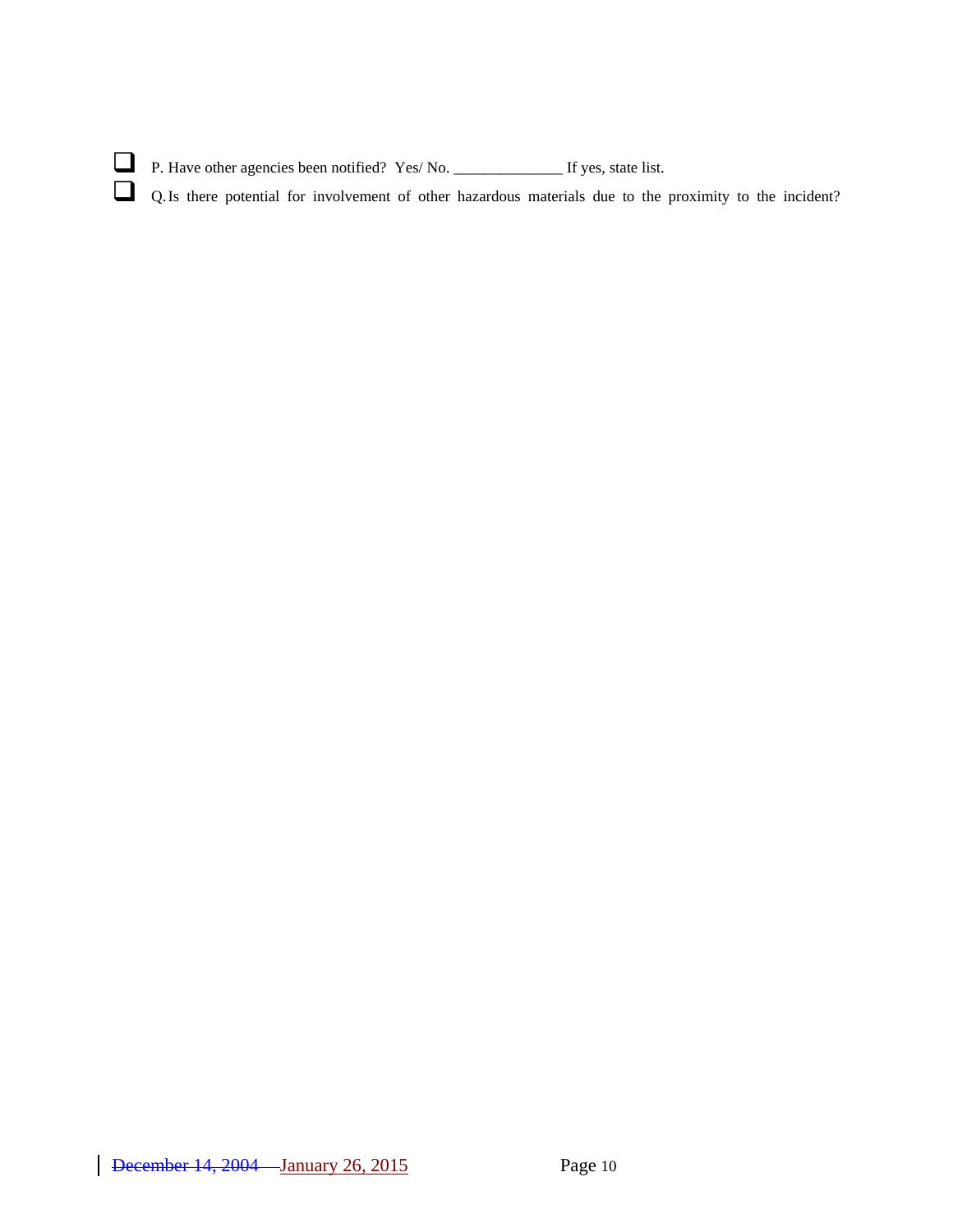- ❑ P. Have other agencies been notified? Yes/ No. ______________ If yes, state list.
- ❑ Q. Is there potential for involvement of other hazardous materials due to the proximity to the incident?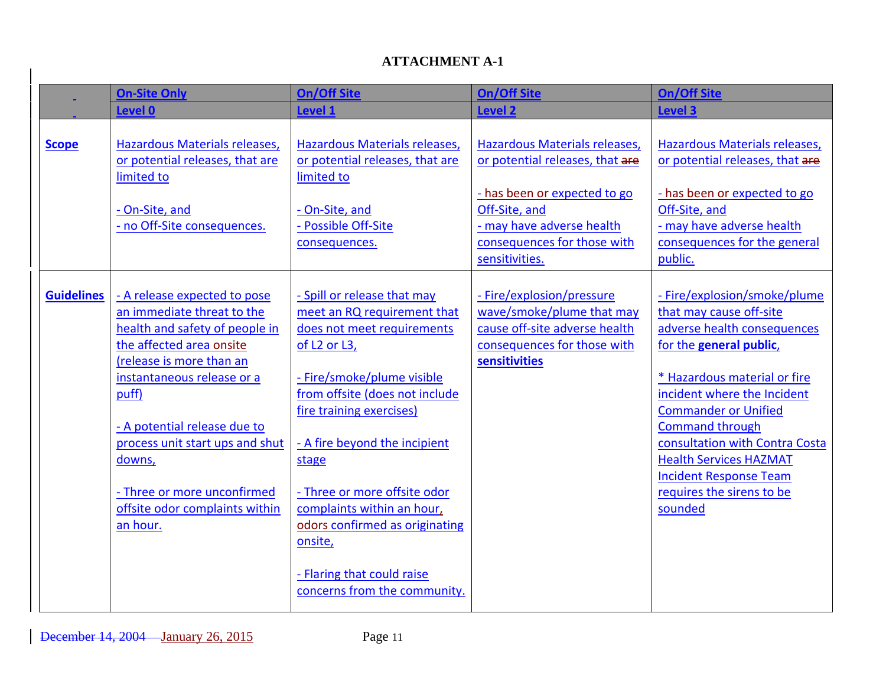# ATTACHMENT A-1

| | On-Site Only | On/Off Site | On/Off Site | On/Off Site |
|---|---|---|---|---|
| | Level 0 | Level 1 | Level 2 | Level 3 |
| **Scope** | Hazardous Materials releases, or potential releases, that are limited to<br><br>- On-Site, and<br>- no Off-Site consequences. | Hazardous Materials releases, or potential releases, that are limited to<br><br>- On-Site, and<br>- Possible Off-Site consequences. | Hazardous Materials releases, or potential releases, that ~~are~~<br><br>- has been or expected to go Off-Site, and<br>- may have adverse health consequences for those with sensitivities. | Hazardous Materials releases, or potential releases, that ~~are~~<br><br>- has been or expected to go Off-Site, and<br>- may have adverse health consequences for the general public. |
| **Guidelines** | - A release expected to pose an immediate threat to the health and safety of people in the affected area onsite (release is more than an instantaneous release or a puff)<br><br>- A potential release due to process unit start ups and shut downs,<br><br>- Three or more unconfirmed offsite odor complaints within an hour. | - Spill or release that may meet an RQ requirement that does not meet requirements of L2 or L3,<br><br>- Fire/smoke/plume visible from offsite (does not include fire training exercises)<br><br>- A fire beyond the incipient stage<br><br>- Three or more offsite odor complaints within an hour, odors confirmed as originating onsite,<br><br>- Flaring that could raise concerns from the community. | - Fire/explosion/pressure wave/smoke/plume that may cause off-site adverse health consequences for those with **sensitivities** | - Fire/explosion/smoke/plume that may cause off-site adverse health consequences for the **general public**,<br><br>* Hazardous material or fire incident where the Incident Commander or Unified Command through consultation with Contra Costa Health Services HAZMAT Incident Response Team requires the sirens to be sounded |

~~December 14, 2004~~ January 26, 2015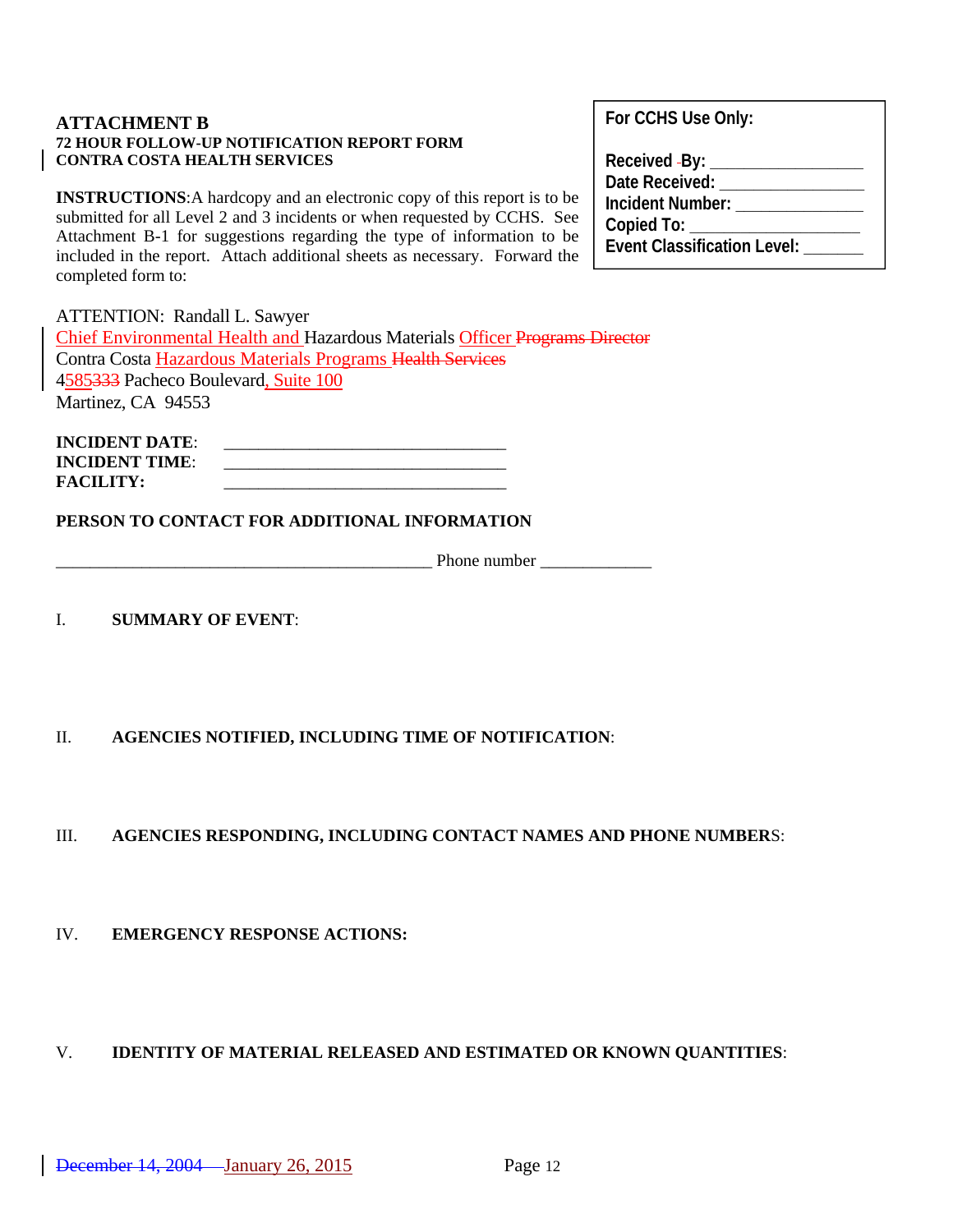# ATTACHMENT B

**72 HOUR FOLLOW-UP NOTIFICATION REPORT FORM**
**CONTRA COSTA HEALTH SERVICES**

| For CCHS Use Only: |
|---|
| **Received ~~-~~By:** ________________ |
| **Date Received:** ________________ |
| **Incident Number:** ______________ |
| **Copied To:** __________________ |
| **Event Classification Level:** _______ |

**INSTRUCTIONS**:A hardcopy and an electronic copy of this report is to be submitted for all Level 2 and 3 incidents or when requested by CCHS. See Attachment B-1 for suggestions regarding the type of information to be included in the report. Attach additional sheets as necessary. Forward the completed form to:

ATTENTION: Randall L. Sawyer
Chief Environmental Health and Hazardous Materials Officer ~~Programs Director~~
Contra Costa Hazardous Materials Programs ~~Health Services~~
4585~~333~~ Pacheco Boulevard, Suite 100
Martinez, CA 94553

**INCIDENT DATE**: ________________________________
**INCIDENT TIME**: ________________________________
**FACILITY:** ________________________________

**PERSON TO CONTACT FOR ADDITIONAL INFORMATION**

____________________________________________ Phone number _____________

I. **SUMMARY OF EVENT**:

II. **AGENCIES NOTIFIED, INCLUDING TIME OF NOTIFICATION**:

III. **AGENCIES RESPONDING, INCLUDING CONTACT NAMES AND PHONE NUMBERS**:

IV. **EMERGENCY RESPONSE ACTIONS:**

V. **IDENTITY OF MATERIAL RELEASED AND ESTIMATED OR KNOWN QUANTITIES**: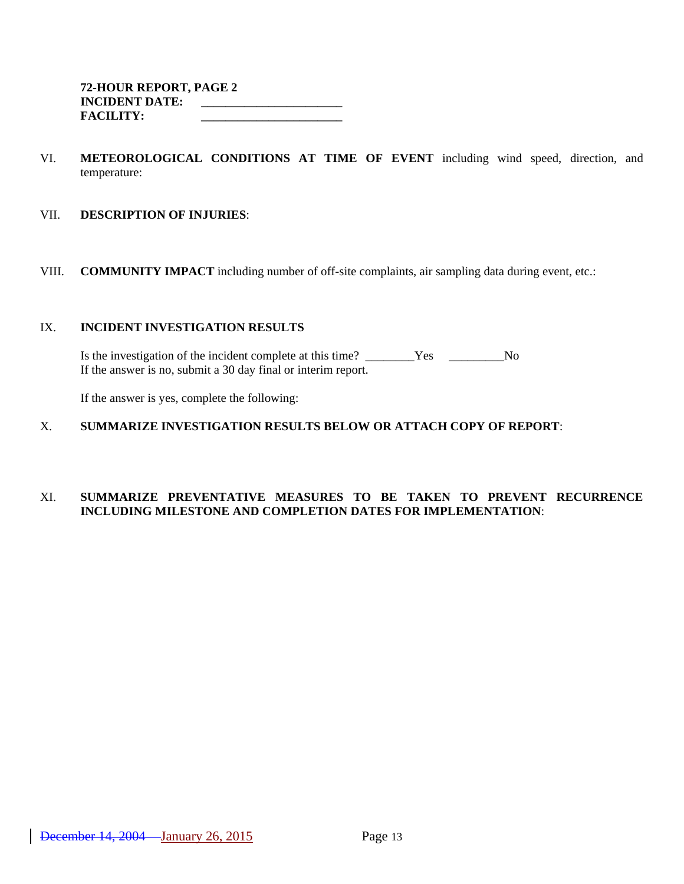**72-HOUR REPORT, PAGE 2**
**INCIDENT DATE: \_\_\_\_\_\_\_\_\_\_\_\_\_\_\_\_\_\_\_\_\_\_\_**
**FACILITY: \_\_\_\_\_\_\_\_\_\_\_\_\_\_\_\_\_\_\_\_\_\_\_**

VI. **METEOROLOGICAL CONDITIONS AT TIME OF EVENT** including wind speed, direction, and temperature:

VII. **DESCRIPTION OF INJURIES**:

VIII. **COMMUNITY IMPACT** including number of off-site complaints, air sampling data during event, etc.:

IX. **INCIDENT INVESTIGATION RESULTS**

Is the investigation of the incident complete at this time? \_\_\_\_\_\_\_\_Yes \_\_\_\_\_\_\_\_\_No
If the answer is no, submit a 30 day final or interim report.

If the answer is yes, complete the following:

X. **SUMMARIZE INVESTIGATION RESULTS BELOW OR ATTACH COPY OF REPORT**:

XI. **SUMMARIZE PREVENTATIVE MEASURES TO BE TAKEN TO PREVENT RECURRENCE INCLUDING MILESTONE AND COMPLETION DATES FOR IMPLEMENTATION**: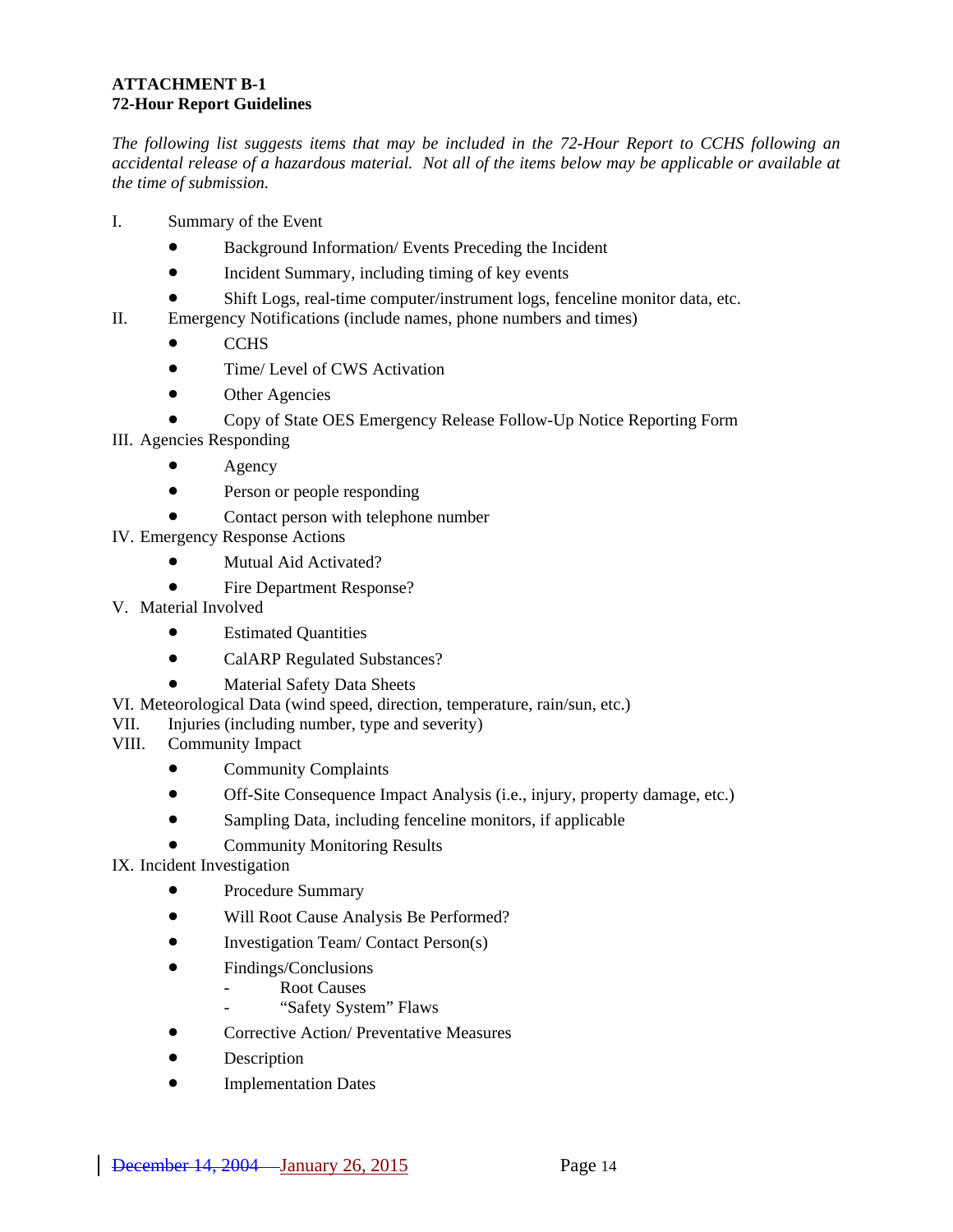**ATTACHMENT B-1**
**72-Hour Report Guidelines**

*The following list suggests items that may be included in the 72-Hour Report to CCHS following an accidental release of a hazardous material. Not all of the items below may be applicable or available at the time of submission.*

I. Summary of the Event
- Background Information/ Events Preceding the Incident
- Incident Summary, including timing of key events
- Shift Logs, real-time computer/instrument logs, fenceline monitor data, etc.

II. Emergency Notifications (include names, phone numbers and times)
- CCHS
- Time/ Level of CWS Activation
- Other Agencies
- Copy of State OES Emergency Release Follow-Up Notice Reporting Form

III. Agencies Responding
- Agency
- Person or people responding
- Contact person with telephone number

IV. Emergency Response Actions
- Mutual Aid Activated?
- Fire Department Response?

V. Material Involved
- Estimated Quantities
- CalARP Regulated Substances?
- Material Safety Data Sheets

VI. Meteorological Data (wind speed, direction, temperature, rain/sun, etc.)

VII. Injuries (including number, type and severity)

VIII. Community Impact
- Community Complaints
- Off-Site Consequence Impact Analysis (i.e., injury, property damage, etc.)
- Sampling Data, including fenceline monitors, if applicable
- Community Monitoring Results

IX. Incident Investigation
- Procedure Summary
- Will Root Cause Analysis Be Performed?
- Investigation Team/ Contact Person(s)
- Findings/Conclusions
  - Root Causes
  - "Safety System" Flaws
- Corrective Action/ Preventative Measures
- Description
- Implementation Dates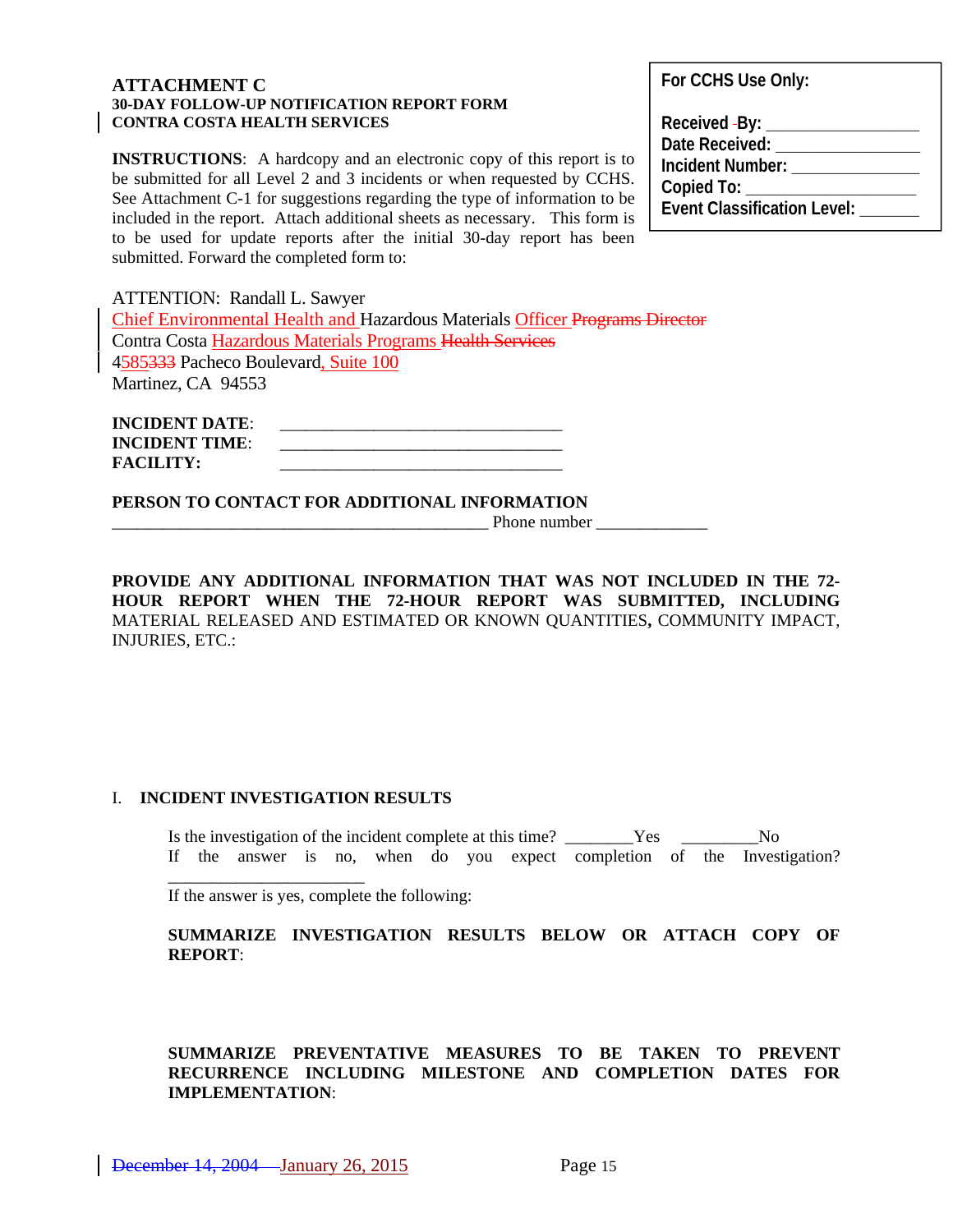**For CCHS Use Only:**

**Received By:** ________________
**Date Received:** ________________
**Incident Number:** ______________
**Copied To:** ___________________
**Event Classification Level:** _______

# ATTACHMENT C
**30-DAY FOLLOW-UP NOTIFICATION REPORT FORM**
**CONTRA COSTA HEALTH SERVICES**

**INSTRUCTIONS**: A hardcopy and an electronic copy of this report is to be submitted for all Level 2 and 3 incidents or when requested by CCHS. See Attachment C-1 for suggestions regarding the type of information to be included in the report. Attach additional sheets as necessary. This form is to be used for update reports after the initial 30-day report has been submitted. Forward the completed form to:

ATTENTION: Randall L. Sawyer
Chief Environmental Health and Hazardous Materials Officer ~~Programs Director~~
Contra Costa Hazardous Materials Programs ~~Health Services~~
4585~~333~~ Pacheco Boulevard, Suite 100
Martinez, CA 94553

**INCIDENT DATE**: ________________________________
**INCIDENT TIME**: ________________________________
**FACILITY:** ________________________________

**PERSON TO CONTACT FOR ADDITIONAL INFORMATION**
____________________________________________ Phone number _____________

**PROVIDE ANY ADDITIONAL INFORMATION THAT WAS NOT INCLUDED IN THE 72-HOUR REPORT WHEN THE 72-HOUR REPORT WAS SUBMITTED, INCLUDING** MATERIAL RELEASED AND ESTIMATED OR KNOWN QUANTITIES**,** COMMUNITY IMPACT, INJURIES, ETC.:

## I. INCIDENT INVESTIGATION RESULTS

Is the investigation of the incident complete at this time? ________Yes _________No
If the answer is no, when do you expect completion of the Investigation? _______________________

If the answer is yes, complete the following:

**SUMMARIZE INVESTIGATION RESULTS BELOW OR ATTACH COPY OF REPORT**:

**SUMMARIZE PREVENTATIVE MEASURES TO BE TAKEN TO PREVENT RECURRENCE INCLUDING MILESTONE AND COMPLETION DATES FOR IMPLEMENTATION**:

~~December 14, 2004~~ January 26, 2015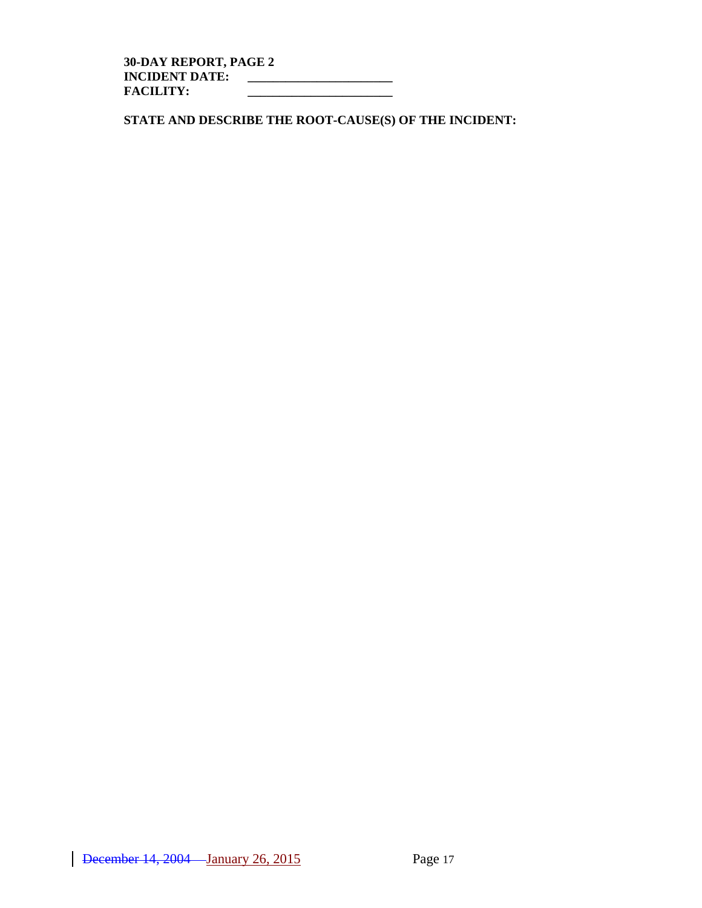**30-DAY REPORT, PAGE 2**
**INCIDENT DATE:** _______________________
**FACILITY:** _______________________

**STATE AND DESCRIBE THE ROOT-CAUSE(S) OF THE INCIDENT:**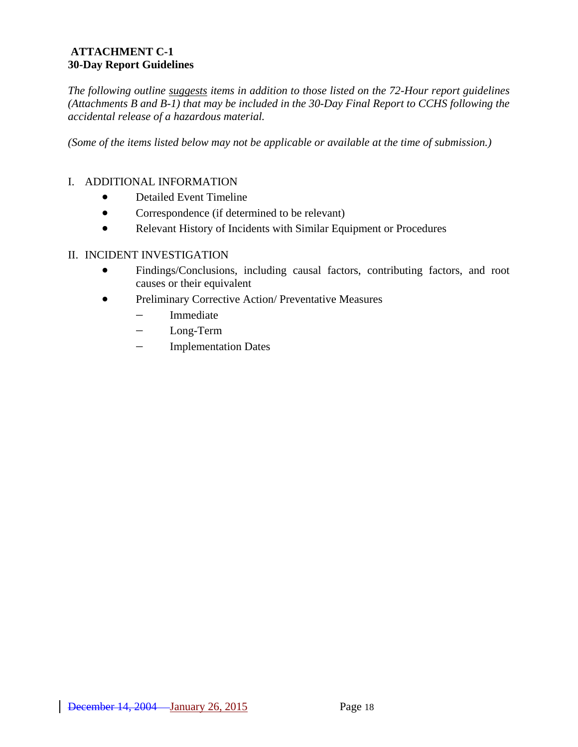**ATTACHMENT C-1**
**30-Day Report Guidelines**

*The following outline suggests items in addition to those listed on the 72-Hour report guidelines (Attachments B and B-1) that may be included in the 30-Day Final Report to CCHS following the accidental release of a hazardous material.*

*(Some of the items listed below may not be applicable or available at the time of submission.)*

I. ADDITIONAL INFORMATION

- Detailed Event Timeline
- Correspondence (if determined to be relevant)
- Relevant History of Incidents with Similar Equipment or Procedures

II. INCIDENT INVESTIGATION

- Findings/Conclusions, including causal factors, contributing factors, and root causes or their equivalent
- Preliminary Corrective Action/ Preventative Measures
  - Immediate
  - Long-Term
  - Implementation Dates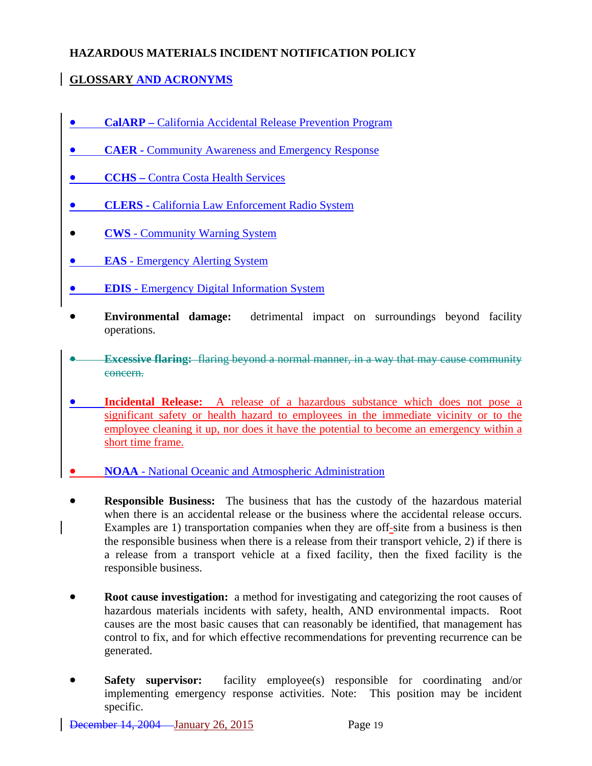**HAZARDOUS MATERIALS INCIDENT NOTIFICATION POLICY**

## GLOSSARY AND ACRONYMS

- **CalARP –** California Accidental Release Prevention Program
- **CAER -** Community Awareness and Emergency Response
- **CCHS –** Contra Costa Health Services
- **CLERS -** California Law Enforcement Radio System
- **CWS** - Community Warning System
- **EAS** - Emergency Alerting System
- **EDIS** - Emergency Digital Information System
- **Environmental damage:** detrimental impact on surroundings beyond facility operations.
- ~~**Excessive flaring:** flaring beyond a normal manner, in a way that may cause community concern.~~
- **Incidental Release:** A release of a hazardous substance which does not pose a significant safety or health hazard to employees in the immediate vicinity or to the employee cleaning it up, nor does it have the potential to become an emergency within a short time frame.
- **NOAA** - National Oceanic and Atmospheric Administration
- **Responsible Business:** The business that has the custody of the hazardous material when there is an accidental release or the business where the accidental release occurs. Examples are 1) transportation companies when they are off-site from a business is then the responsible business when there is a release from their transport vehicle, 2) if there is a release from a transport vehicle at a fixed facility, then the fixed facility is the responsible business.
- **Root cause investigation:** a method for investigating and categorizing the root causes of hazardous materials incidents with safety, health, AND environmental impacts. Root causes are the most basic causes that can reasonably be identified, that management has control to fix, and for which effective recommendations for preventing recurrence can be generated.
- **Safety supervisor:** facility employee(s) responsible for coordinating and/or implementing emergency response activities. Note: This position may be incident specific.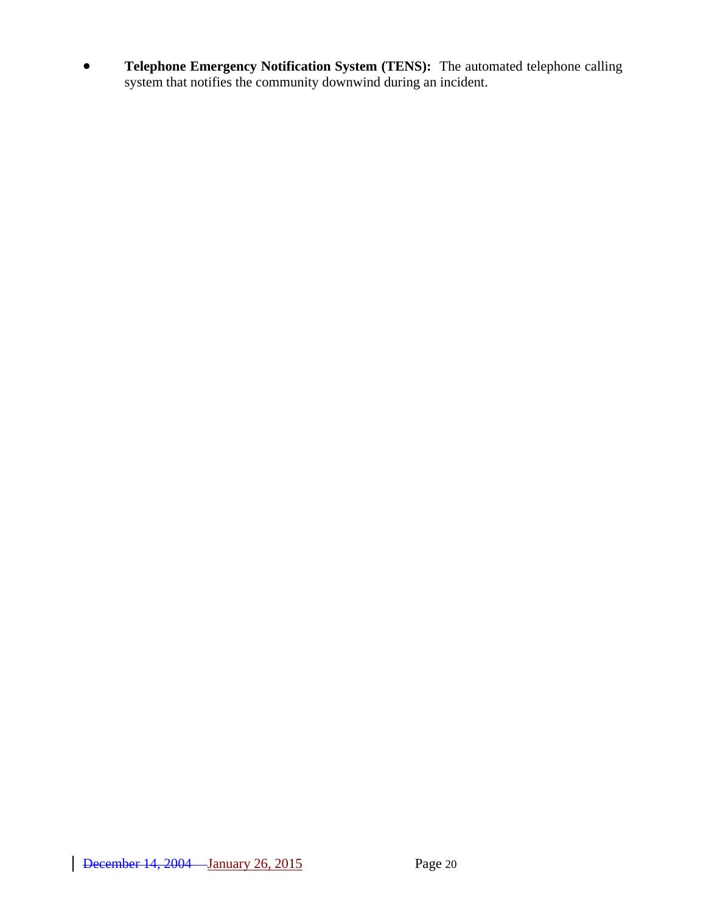- **Telephone Emergency Notification System (TENS):** The automated telephone calling system that notifies the community downwind during an incident.